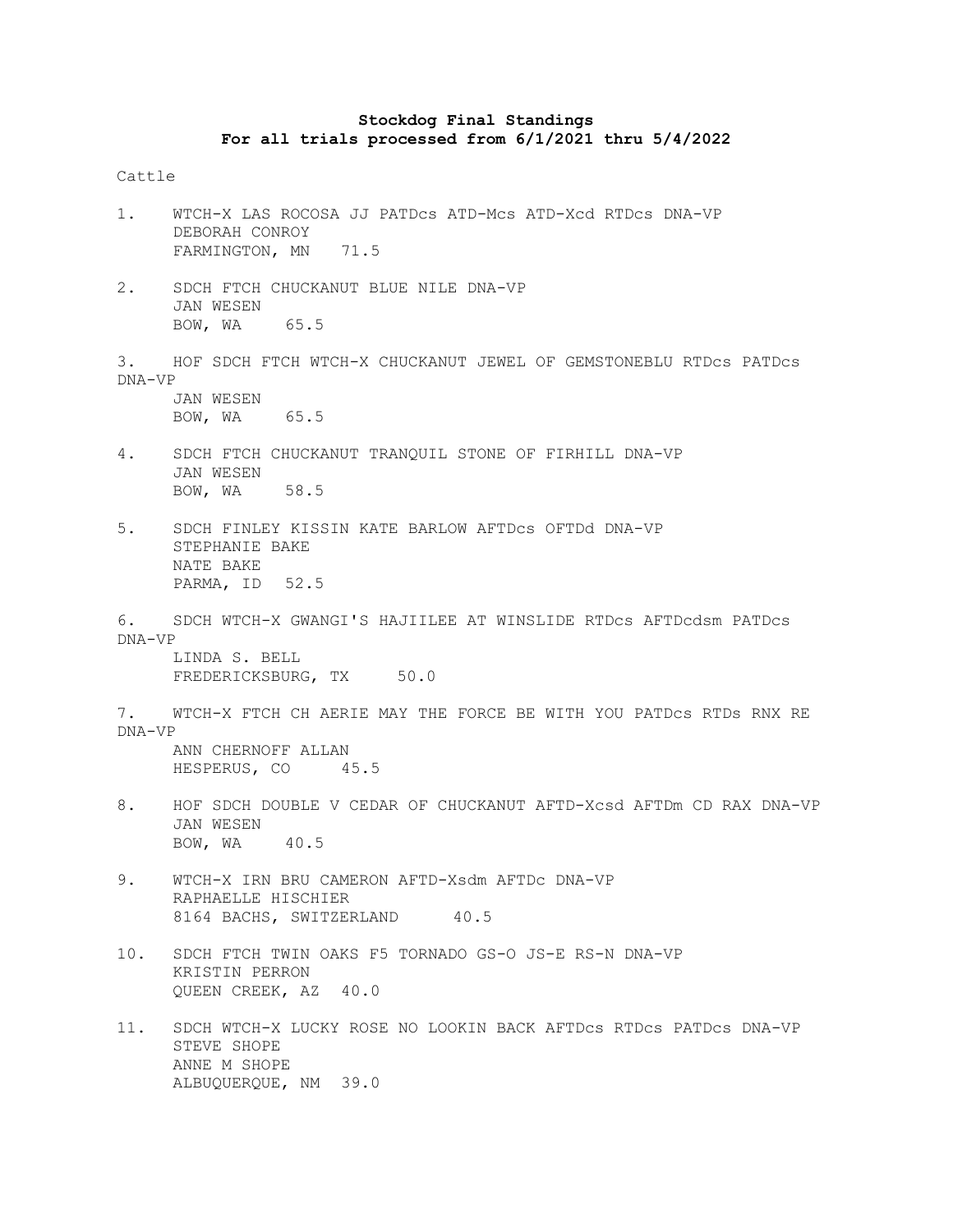**Stockdog Final Standings**
**For all trials processed from 6/1/2021 thru 5/4/2022**

Cattle

1. WTCH-X LAS ROCOSA JJ PATDcs ATD-Mcs ATD-Xcd RTDcs DNA-VP
   DEBORAH CONROY
   FARMINGTON, MN 71.5

2. SDCH FTCH CHUCKANUT BLUE NILE DNA-VP
   JAN WESEN
   BOW, WA 65.5

3. HOF SDCH FTCH WTCH-X CHUCKANUT JEWEL OF GEMSTONEBLU RTDcs PATDcs DNA-VP
   JAN WESEN
   BOW, WA 65.5

4. SDCH FTCH CHUCKANUT TRANQUIL STONE OF FIRHILL DNA-VP
   JAN WESEN
   BOW, WA 58.5

5. SDCH FINLEY KISSIN KATE BARLOW AFTDcs OFTDd DNA-VP
   STEPHANIE BAKE
   NATE BAKE
   PARMA, ID 52.5

6. SDCH WTCH-X GWANGI'S HAJIILEE AT WINSLIDE RTDcs AFTDcdsm PATDcs DNA-VP
   LINDA S. BELL
   FREDERICKSBURG, TX 50.0

7. WTCH-X FTCH CH AERIE MAY THE FORCE BE WITH YOU PATDcs RTDs RNX RE DNA-VP
   ANN CHERNOFF ALLAN
   HESPERUS, CO 45.5

8. HOF SDCH DOUBLE V CEDAR OF CHUCKANUT AFTD-Xcsd AFTDm CD RAX DNA-VP
   JAN WESEN
   BOW, WA 40.5

9. WTCH-X IRN BRU CAMERON AFTD-Xsdm AFTDc DNA-VP
   RAPHAELLE HISCHIER
   8164 BACHS, SWITZERLAND 40.5

10. SDCH FTCH TWIN OAKS F5 TORNADO GS-O JS-E RS-N DNA-VP
    KRISTIN PERRON
    QUEEN CREEK, AZ 40.0

11. SDCH WTCH-X LUCKY ROSE NO LOOKIN BACK AFTDcs RTDcs PATDcs DNA-VP
    STEVE SHOPE
    ANNE M SHOPE
    ALBUQUERQUE, NM 39.0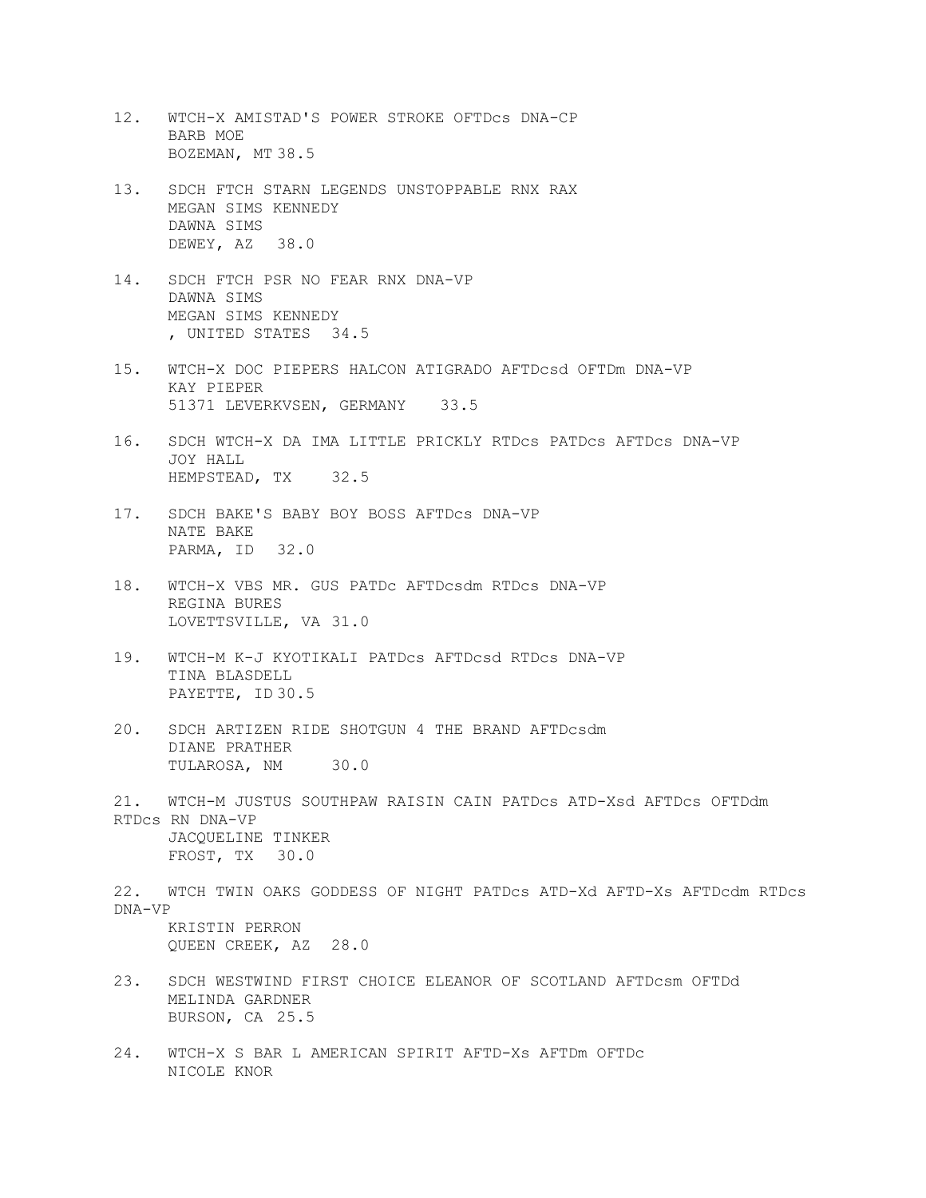12. WTCH-X AMISTAD'S POWER STROKE OFTDcs DNA-CP  
    BARB MOE  
    BOZEMAN, MT 38.5

13. SDCH FTCH STARN LEGENDS UNSTOPPABLE RNX RAX  
    MEGAN SIMS KENNEDY  
    DAWNA SIMS  
    DEWEY, AZ 38.0

14. SDCH FTCH PSR NO FEAR RNX DNA-VP  
    DAWNA SIMS  
    MEGAN SIMS KENNEDY  
    , UNITED STATES 34.5

15. WTCH-X DOC PIEPERS HALCON ATIGRADO AFTDcsd OFTDm DNA-VP  
    KAY PIEPER  
    51371 LEVERKVSEN, GERMANY 33.5

16. SDCH WTCH-X DA IMA LITTLE PRICKLY RTDcs PATDcs AFTDcs DNA-VP  
    JOY HALL  
    HEMPSTEAD, TX 32.5

17. SDCH BAKE'S BABY BOY BOSS AFTDcs DNA-VP  
    NATE BAKE  
    PARMA, ID 32.0

18. WTCH-X VBS MR. GUS PATDc AFTDcsdm RTDcs DNA-VP  
    REGINA BURES  
    LOVETTSVILLE, VA 31.0

19. WTCH-M K-J KYOTIKALI PATDcs AFTDcsd RTDcs DNA-VP  
    TINA BLASDELL  
    PAYETTE, ID 30.5

20. SDCH ARTIZEN RIDE SHOTGUN 4 THE BRAND AFTDcsdm  
    DIANE PRATHER  
    TULAROSA, NM 30.0

21. WTCH-M JUSTUS SOUTHPAW RAISIN CAIN PATDcs ATD-Xsd AFTDcs OFTDdm RTDcs RN DNA-VP  
    JACQUELINE TINKER  
    FROST, TX 30.0

22. WTCH TWIN OAKS GODDESS OF NIGHT PATDcs ATD-Xd AFTD-Xs AFTDcdm RTDcs DNA-VP  
    KRISTIN PERRON  
    QUEEN CREEK, AZ 28.0

23. SDCH WESTWIND FIRST CHOICE ELEANOR OF SCOTLAND AFTDcsm OFTDd  
    MELINDA GARDNER  
    BURSON, CA 25.5

24. WTCH-X S BAR L AMERICAN SPIRIT AFTD-Xs AFTDm OFTDc  
    NICOLE KNOR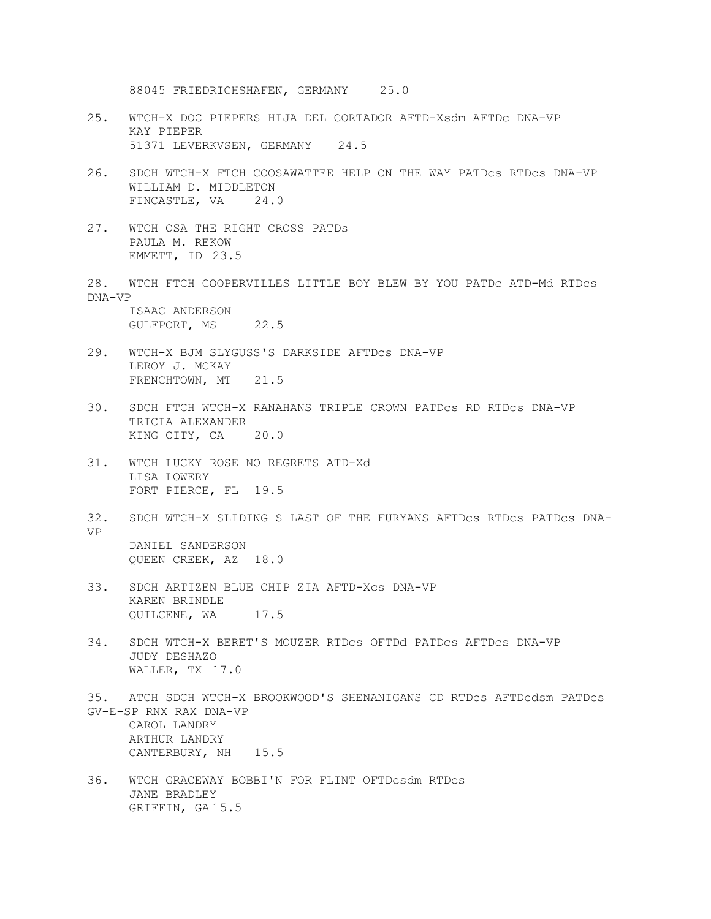88045 FRIEDRICHSHAFEN, GERMANY 25.0

25. WTCH-X DOC PIEPERS HIJA DEL CORTADOR AFTD-Xsdm AFTDc DNA-VP
    KAY PIEPER
    51371 LEVERKVSEN, GERMANY 24.5

26. SDCH WTCH-X FTCH COOSAWATTEE HELP ON THE WAY PATDcs RTDcs DNA-VP
    WILLIAM D. MIDDLETON
    FINCASTLE, VA 24.0

27. WTCH OSA THE RIGHT CROSS PATDs
    PAULA M. REKOW
    EMMETT, ID 23.5

28. WTCH FTCH COOPERVILLES LITTLE BOY BLEW BY YOU PATDc ATD-Md RTDcs DNA-VP
    ISAAC ANDERSON
    GULFPORT, MS 22.5

29. WTCH-X BJM SLYGUSS'S DARKSIDE AFTDcs DNA-VP
    LEROY J. MCKAY
    FRENCHTOWN, MT 21.5

30. SDCH FTCH WTCH-X RANAHANS TRIPLE CROWN PATDcs RD RTDcs DNA-VP
    TRICIA ALEXANDER
    KING CITY, CA 20.0

31. WTCH LUCKY ROSE NO REGRETS ATD-Xd
    LISA LOWERY
    FORT PIERCE, FL 19.5

32. SDCH WTCH-X SLIDING S LAST OF THE FURYANS AFTDcs RTDcs PATDcs DNA-VP
    DANIEL SANDERSON
    QUEEN CREEK, AZ 18.0

33. SDCH ARTIZEN BLUE CHIP ZIA AFTD-Xcs DNA-VP
    KAREN BRINDLE
    QUILCENE, WA 17.5

34. SDCH WTCH-X BERET'S MOUZER RTDcs OFTDd PATDcs AFTDcs DNA-VP
    JUDY DESHAZO
    WALLER, TX 17.0

35. ATCH SDCH WTCH-X BROOKWOOD'S SHENANIGANS CD RTDcs AFTDcdsm PATDcs GV-E-SP RNX RAX DNA-VP
    CAROL LANDRY
    ARTHUR LANDRY
    CANTERBURY, NH 15.5

36. WTCH GRACEWAY BOBBI'N FOR FLINT OFTDcsdm RTDcs
    JANE BRADLEY
    GRIFFIN, GA 15.5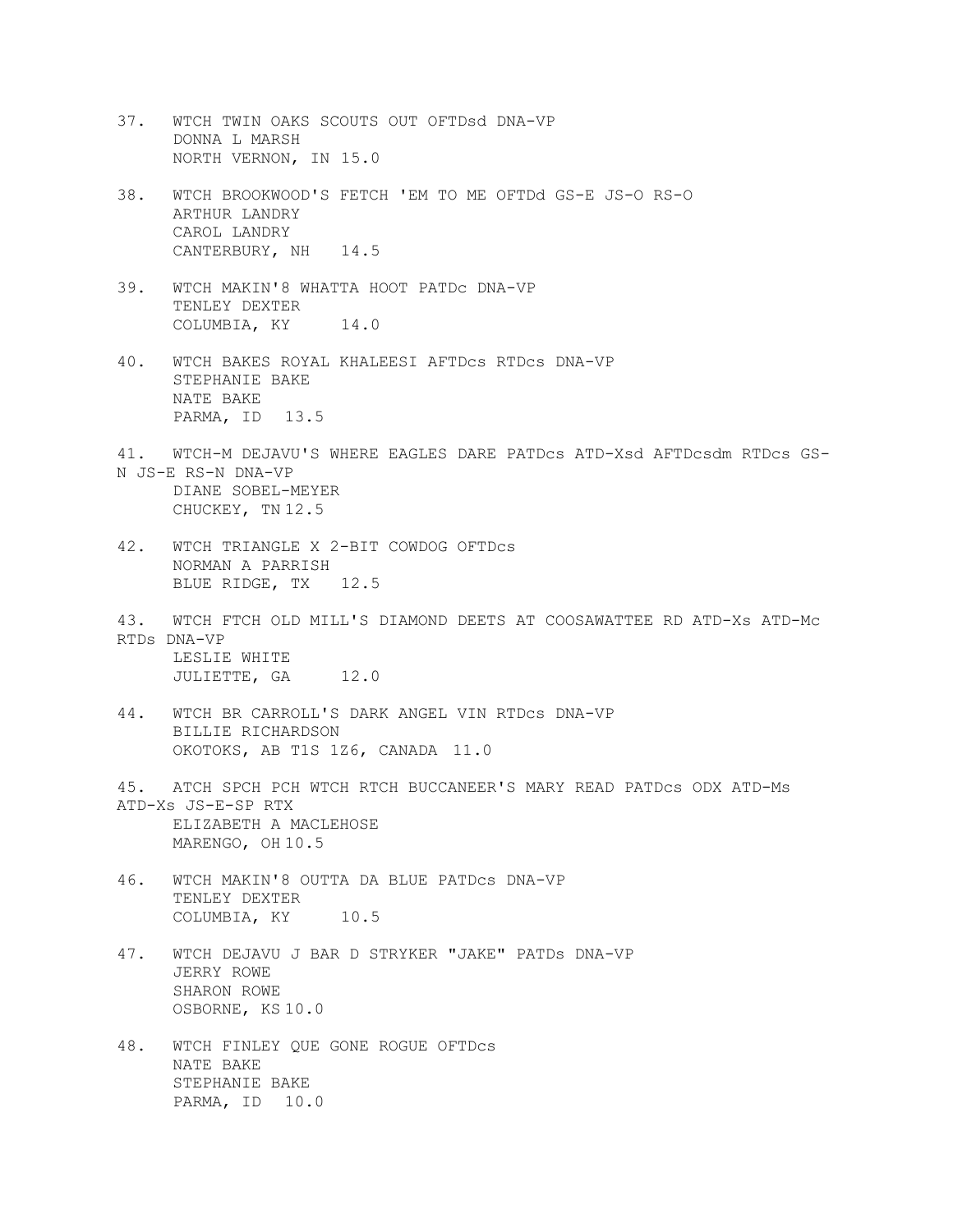37. WTCH TWIN OAKS SCOUTS OUT OFTDsd DNA-VP
    DONNA L MARSH
    NORTH VERNON, IN 15.0

38. WTCH BROOKWOOD'S FETCH 'EM TO ME OFTDd GS-E JS-O RS-O
    ARTHUR LANDRY
    CAROL LANDRY
    CANTERBURY, NH 14.5

39. WTCH MAKIN'8 WHATTA HOOT PATDc DNA-VP
    TENLEY DEXTER
    COLUMBIA, KY 14.0

40. WTCH BAKES ROYAL KHALEESI AFTDcs RTDcs DNA-VP
    STEPHANIE BAKE
    NATE BAKE
    PARMA, ID 13.5

41. WTCH-M DEJAVU'S WHERE EAGLES DARE PATDcs ATD-Xsd AFTDcsdm RTDcs GS-N JS-E RS-N DNA-VP
    DIANE SOBEL-MEYER
    CHUCKEY, TN 12.5

42. WTCH TRIANGLE X 2-BIT COWDOG OFTDcs
    NORMAN A PARRISH
    BLUE RIDGE, TX 12.5

43. WTCH FTCH OLD MILL'S DIAMOND DEETS AT COOSAWATTEE RD ATD-Xs ATD-Mc RTDs DNA-VP
    LESLIE WHITE
    JULIETTE, GA 12.0

44. WTCH BR CARROLL'S DARK ANGEL VIN RTDcs DNA-VP
    BILLIE RICHARDSON
    OKOTOKS, AB T1S 1Z6, CANADA 11.0

45. ATCH SPCH PCH WTCH RTCH BUCCANEER'S MARY READ PATDcs ODX ATD-Ms ATD-Xs JS-E-SP RTX
    ELIZABETH A MACLEHOSE
    MARENGO, OH 10.5

46. WTCH MAKIN'8 OUTTA DA BLUE PATDcs DNA-VP
    TENLEY DEXTER
    COLUMBIA, KY 10.5

47. WTCH DEJAVU J BAR D STRYKER "JAKE" PATDs DNA-VP
    JERRY ROWE
    SHARON ROWE
    OSBORNE, KS 10.0

48. WTCH FINLEY QUE GONE ROGUE OFTDcs
    NATE BAKE
    STEPHANIE BAKE
    PARMA, ID 10.0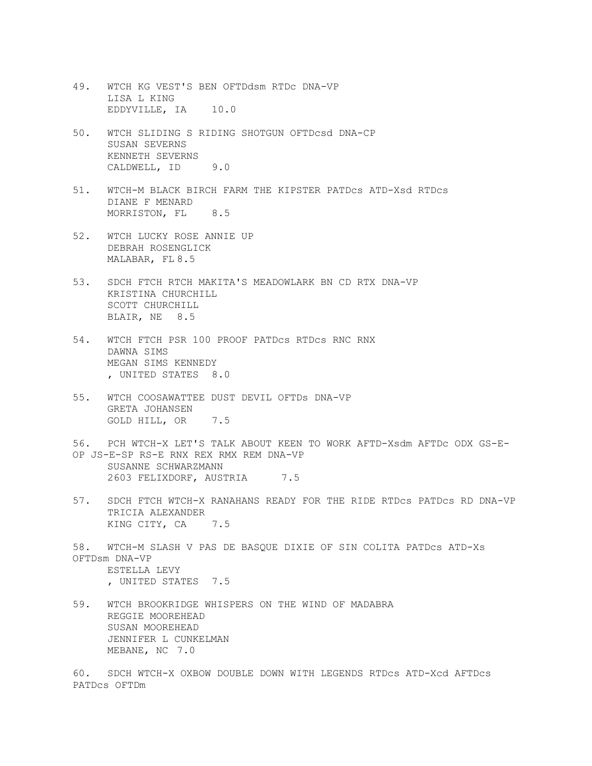49. WTCH KG VEST'S BEN OFTDdsm RTDc DNA-VP
    LISA L KING
    EDDYVILLE, IA 10.0

50. WTCH SLIDING S RIDING SHOTGUN OFTDcsd DNA-CP
    SUSAN SEVERNS
    KENNETH SEVERNS
    CALDWELL, ID 9.0

51. WTCH-M BLACK BIRCH FARM THE KIPSTER PATDcs ATD-Xsd RTDcs
    DIANE F MENARD
    MORRISTON, FL 8.5

52. WTCH LUCKY ROSE ANNIE UP
    DEBRAH ROSENGLICK
    MALABAR, FL 8.5

53. SDCH FTCH RTCH MAKITA'S MEADOWLARK BN CD RTX DNA-VP
    KRISTINA CHURCHILL
    SCOTT CHURCHILL
    BLAIR, NE 8.5

54. WTCH FTCH PSR 100 PROOF PATDcs RTDcs RNC RNX
    DAWNA SIMS
    MEGAN SIMS KENNEDY
    , UNITED STATES 8.0

55. WTCH COOSAWATTEE DUST DEVIL OFTDs DNA-VP
    GRETA JOHANSEN
    GOLD HILL, OR 7.5

56. PCH WTCH-X LET'S TALK ABOUT KEEN TO WORK AFTD-Xsdm AFTDc ODX GS-E-OP JS-E-SP RS-E RNX REX RMX REM DNA-VP
    SUSANNE SCHWARZMANN
    2603 FELIXDORF, AUSTRIA 7.5

57. SDCH FTCH WTCH-X RANAHANS READY FOR THE RIDE RTDcs PATDcs RD DNA-VP
    TRICIA ALEXANDER
    KING CITY, CA 7.5

58. WTCH-M SLASH V PAS DE BASQUE DIXIE OF SIN COLITA PATDcs ATD-Xs OFTDsm DNA-VP
    ESTELLA LEVY
    , UNITED STATES 7.5

59. WTCH BROOKRIDGE WHISPERS ON THE WIND OF MADABRA
    REGGIE MOOREHEAD
    SUSAN MOOREHEAD
    JENNIFER L CUNKELMAN
    MEBANE, NC 7.0

60. SDCH WTCH-X OXBOW DOUBLE DOWN WITH LEGENDS RTDcs ATD-Xcd AFTDcs PATDcs OFTDm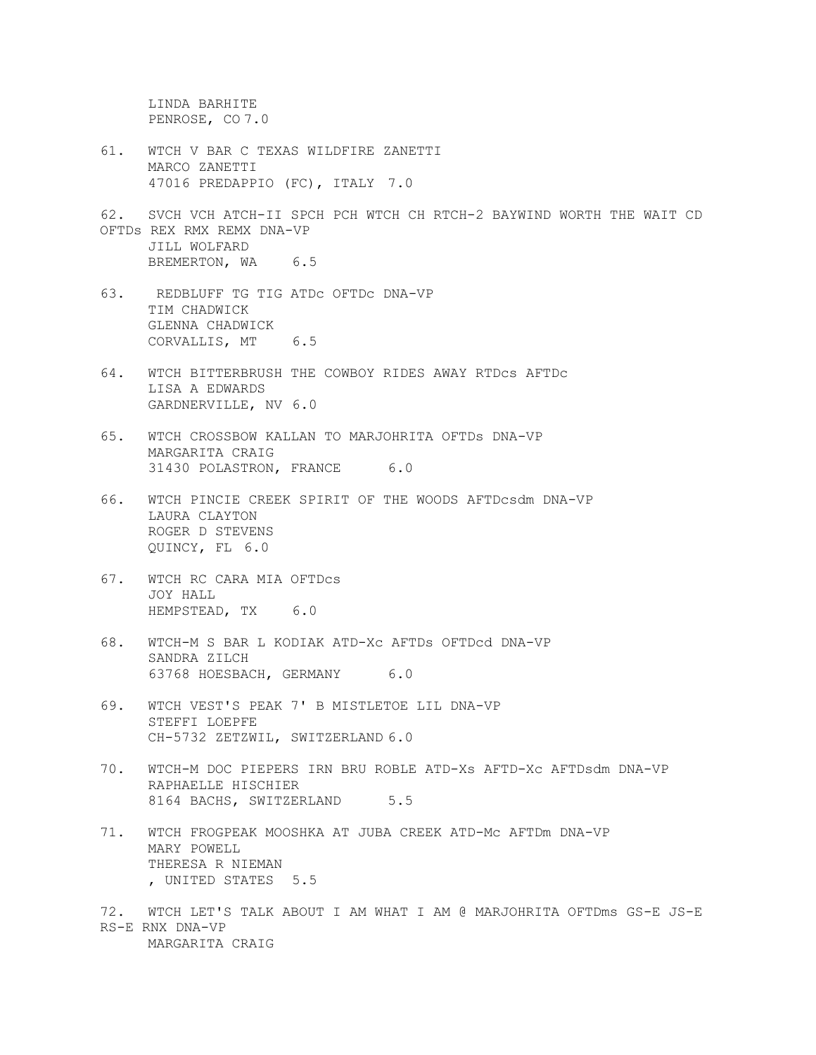LINDA BARHITE
PENROSE, CO 7.0

61. WTCH V BAR C TEXAS WILDFIRE ZANETTI
MARCO ZANETTI
47016 PREDAPPIO (FC), ITALY 7.0

62. SVCH VCH ATCH-II SPCH PCH WTCH CH RTCH-2 BAYWIND WORTH THE WAIT CD OFTDs REX RMX REMX DNA-VP
JILL WOLFARD
BREMERTON, WA 6.5

63. REDBLUFF TG TIG ATDc OFTDc DNA-VP
TIM CHADWICK
GLENNA CHADWICK
CORVALLIS, MT 6.5

64. WTCH BITTERBRUSH THE COWBOY RIDES AWAY RTDcs AFTDc
LISA A EDWARDS
GARDNERVILLE, NV 6.0

65. WTCH CROSSBOW KALLAN TO MARJOHRITA OFTDs DNA-VP
MARGARITA CRAIG
31430 POLASTRON, FRANCE 6.0

66. WTCH PINCIE CREEK SPIRIT OF THE WOODS AFTDcsdm DNA-VP
LAURA CLAYTON
ROGER D STEVENS
QUINCY, FL 6.0

67. WTCH RC CARA MIA OFTDcs
JOY HALL
HEMPSTEAD, TX 6.0

68. WTCH-M S BAR L KODIAK ATD-Xc AFTDs OFTDcd DNA-VP
SANDRA ZILCH
63768 HOESBACH, GERMANY 6.0

69. WTCH VEST'S PEAK 7' B MISTLETOE LIL DNA-VP
STEFFI LOEPFE
CH-5732 ZETZWIL, SWITZERLAND 6.0

70. WTCH-M DOC PIEPERS IRN BRU ROBLE ATD-Xs AFTD-Xc AFTDsdm DNA-VP
RAPHAELLE HISCHIER
8164 BACHS, SWITZERLAND 5.5

71. WTCH FROGPEAK MOOSHKA AT JUBA CREEK ATD-Mc AFTDm DNA-VP
MARY POWELL
THERESA R NIEMAN
, UNITED STATES 5.5

72. WTCH LET'S TALK ABOUT I AM WHAT I AM @ MARJOHRITA OFTDms GS-E JS-E RS-E RNX DNA-VP
MARGARITA CRAIG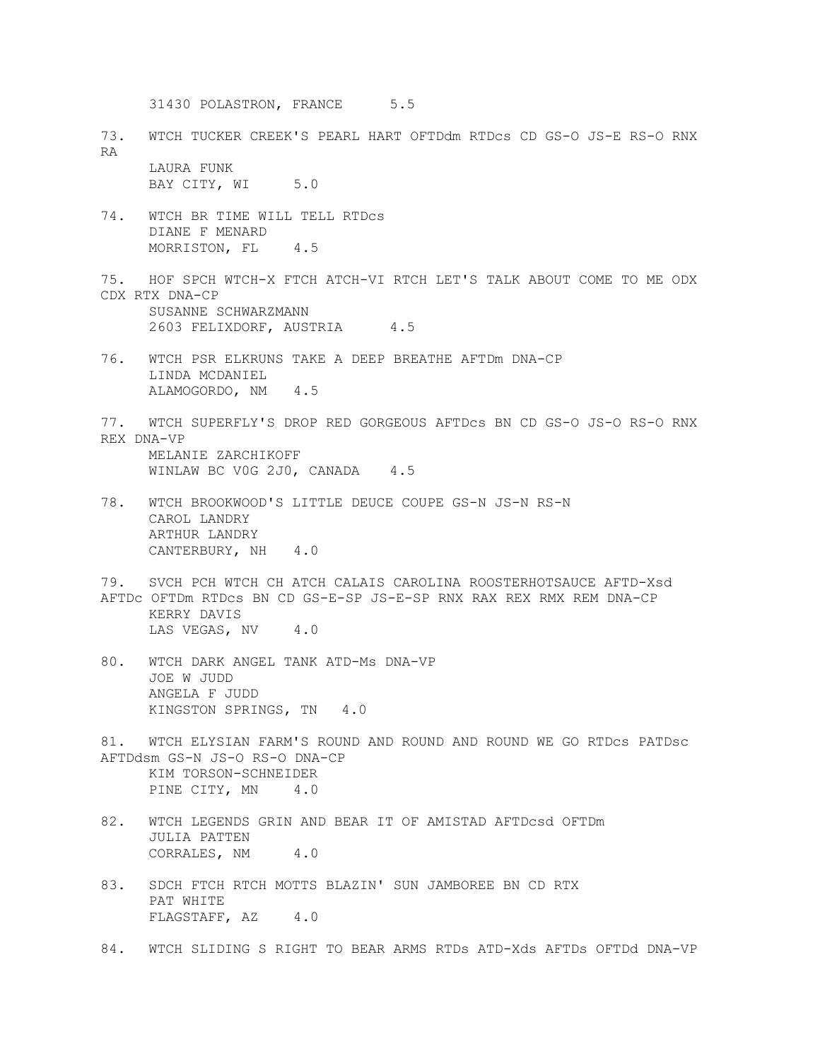31430 POLASTRON, FRANCE 5.5

73. WTCH TUCKER CREEK'S PEARL HART OFTDdm RTDcs CD GS-O JS-E RS-O RNX RA
LAURA FUNK
BAY CITY, WI 5.0

74. WTCH BR TIME WILL TELL RTDcs
DIANE F MENARD
MORRISTON, FL 4.5

75. HOF SPCH WTCH-X FTCH ATCH-VI RTCH LET'S TALK ABOUT COME TO ME ODX CDX RTX DNA-CP
SUSANNE SCHWARZMANN
2603 FELIXDORF, AUSTRIA 4.5

76. WTCH PSR ELKRUNS TAKE A DEEP BREATHE AFTDm DNA-CP
LINDA MCDANIEL
ALAMOGORDO, NM 4.5

77. WTCH SUPERFLY'S DROP RED GORGEOUS AFTDcs BN CD GS-O JS-O RS-O RNX REX DNA-VP
MELANIE ZARCHIKOFF
WINLAW BC V0G 2J0, CANADA 4.5

78. WTCH BROOKWOOD'S LITTLE DEUCE COUPE GS-N JS-N RS-N
CAROL LANDRY
ARTHUR LANDRY
CANTERBURY, NH 4.0

79. SVCH PCH WTCH CH ATCH CALAIS CAROLINA ROOSTERHOTSAUCE AFTD-Xsd AFTDc OFTDm RTDcs BN CD GS-E-SP JS-E-SP RNX RAX REX RMX REM DNA-CP
KERRY DAVIS
LAS VEGAS, NV 4.0

80. WTCH DARK ANGEL TANK ATD-Ms DNA-VP
JOE W JUDD
ANGELA F JUDD
KINGSTON SPRINGS, TN 4.0

81. WTCH ELYSIAN FARM'S ROUND AND ROUND AND ROUND WE GO RTDcs PATDsc AFTDdsm GS-N JS-O RS-O DNA-CP
KIM TORSON-SCHNEIDER
PINE CITY, MN 4.0

82. WTCH LEGENDS GRIN AND BEAR IT OF AMISTAD AFTDcsd OFTDm
JULIA PATTEN
CORRALES, NM 4.0

83. SDCH FTCH RTCH MOTTS BLAZIN' SUN JAMBOREE BN CD RTX
PAT WHITE
FLAGSTAFF, AZ 4.0

84. WTCH SLIDING S RIGHT TO BEAR ARMS RTDs ATD-Xds AFTDs OFTDd DNA-VP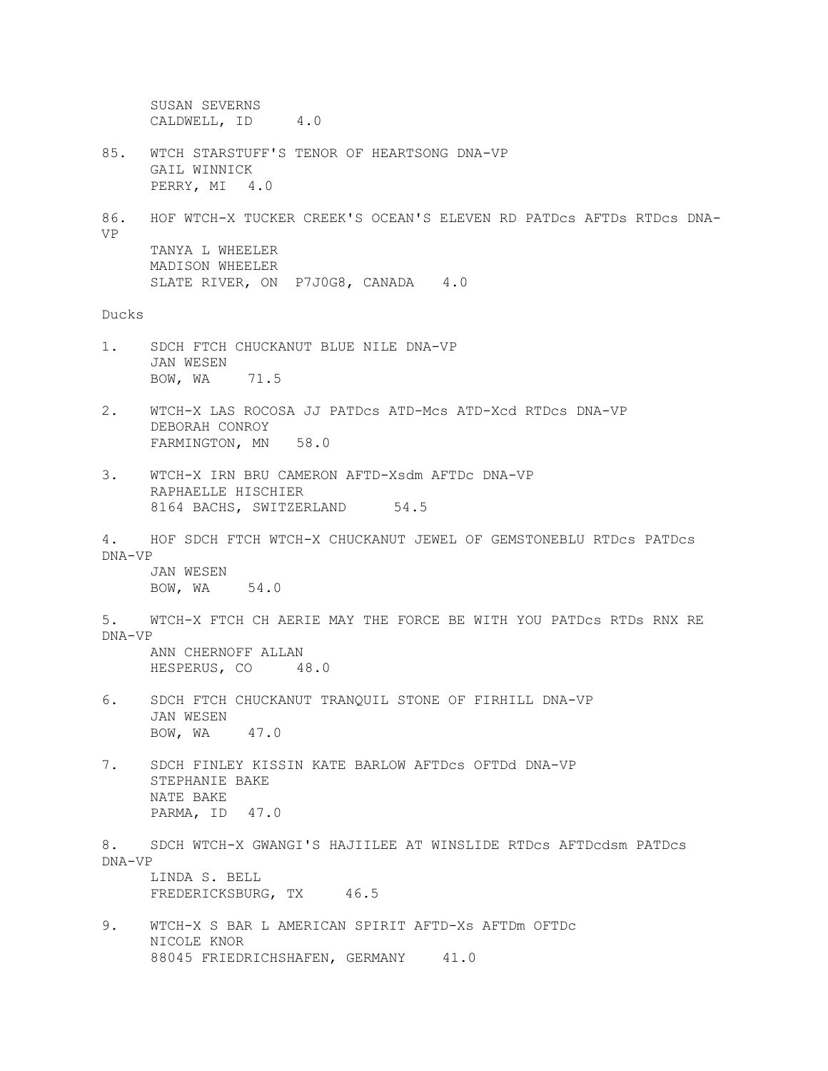SUSAN SEVERNS
CALDWELL, ID 4.0

85. WTCH STARSTUFF'S TENOR OF HEARTSONG DNA-VP
GAIL WINNICK
PERRY, MI 4.0

86. HOF WTCH-X TUCKER CREEK'S OCEAN'S ELEVEN RD PATDcs AFTDs RTDcs DNA-VP
TANYA L WHEELER
MADISON WHEELER
SLATE RIVER, ON P7J0G8, CANADA 4.0

## Ducks

1. SDCH FTCH CHUCKANUT BLUE NILE DNA-VP
JAN WESEN
BOW, WA 71.5

2. WTCH-X LAS ROCOSA JJ PATDcs ATD-Mcs ATD-Xcd RTDcs DNA-VP
DEBORAH CONROY
FARMINGTON, MN 58.0

3. WTCH-X IRN BRU CAMERON AFTD-Xsdm AFTDc DNA-VP
RAPHAELLE HISCHIER
8164 BACHS, SWITZERLAND 54.5

4. HOF SDCH FTCH WTCH-X CHUCKANUT JEWEL OF GEMSTONEBLU RTDcs PATDcs DNA-VP
JAN WESEN
BOW, WA 54.0

5. WTCH-X FTCH CH AERIE MAY THE FORCE BE WITH YOU PATDcs RTDs RNX RE DNA-VP
ANN CHERNOFF ALLAN
HESPERUS, CO 48.0

6. SDCH FTCH CHUCKANUT TRANQUIL STONE OF FIRHILL DNA-VP
JAN WESEN
BOW, WA 47.0

7. SDCH FINLEY KISSIN KATE BARLOW AFTDcs OFTDd DNA-VP
STEPHANIE BAKE
NATE BAKE
PARMA, ID 47.0

8. SDCH WTCH-X GWANGI'S HAJIILEE AT WINSLIDE RTDcs AFTDcdsm PATDcs DNA-VP
LINDA S. BELL
FREDERICKSBURG, TX 46.5

9. WTCH-X S BAR L AMERICAN SPIRIT AFTD-Xs AFTDm OFTDc
NICOLE KNOR
88045 FRIEDRICHSHAFEN, GERMANY 41.0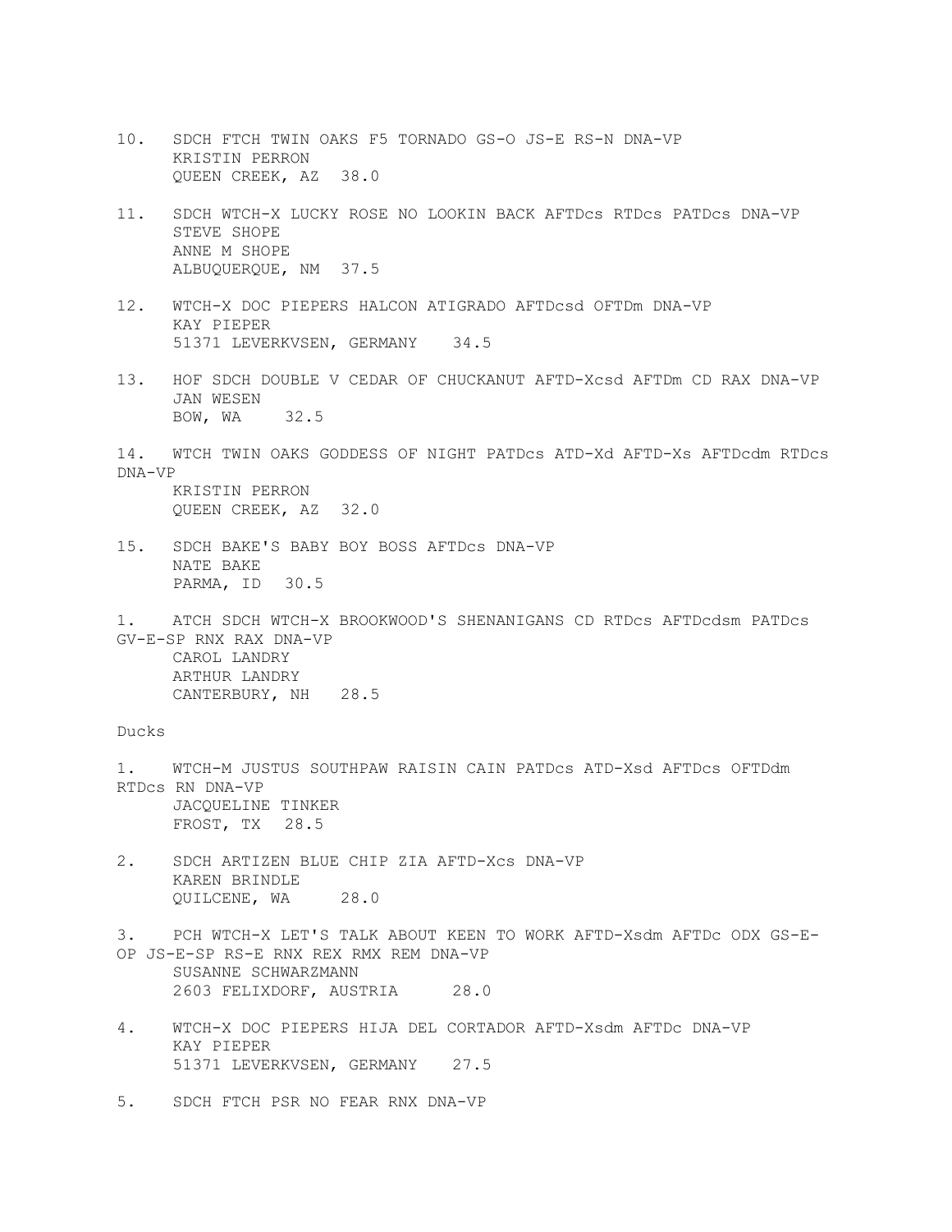10. SDCH FTCH TWIN OAKS F5 TORNADO GS-O JS-E RS-N DNA-VP
    KRISTIN PERRON
    QUEEN CREEK, AZ 38.0

11. SDCH WTCH-X LUCKY ROSE NO LOOKIN BACK AFTDcs RTDcs PATDcs DNA-VP
    STEVE SHOPE
    ANNE M SHOPE
    ALBUQUERQUE, NM 37.5

12. WTCH-X DOC PIEPERS HALCON ATIGRADO AFTDcsd OFTDm DNA-VP
    KAY PIEPER
    51371 LEVERKVSEN, GERMANY 34.5

13. HOF SDCH DOUBLE V CEDAR OF CHUCKANUT AFTD-Xcsd AFTDm CD RAX DNA-VP
    JAN WESEN
    BOW, WA 32.5

14. WTCH TWIN OAKS GODDESS OF NIGHT PATDcs ATD-Xd AFTD-Xs AFTDcdm RTDcs DNA-VP
    KRISTIN PERRON
    QUEEN CREEK, AZ 32.0

15. SDCH BAKE'S BABY BOY BOSS AFTDcs DNA-VP
    NATE BAKE
    PARMA, ID 30.5

1. ATCH SDCH WTCH-X BROOKWOOD'S SHENANIGANS CD RTDcs AFTDcdsm PATDcs GV-E-SP RNX RAX DNA-VP
   CAROL LANDRY
   ARTHUR LANDRY
   CANTERBURY, NH 28.5

Ducks

1. WTCH-M JUSTUS SOUTHPAW RAISIN CAIN PATDcs ATD-Xsd AFTDcs OFTDdm RTDcs RN DNA-VP
   JACQUELINE TINKER
   FROST, TX 28.5

2. SDCH ARTIZEN BLUE CHIP ZIA AFTD-Xcs DNA-VP
   KAREN BRINDLE
   QUILCENE, WA 28.0

3. PCH WTCH-X LET'S TALK ABOUT KEEN TO WORK AFTD-Xsdm AFTDc ODX GS-E-OP JS-E-SP RS-E RNX REX RMX REM DNA-VP
   SUSANNE SCHWARZMANN
   2603 FELIXDORF, AUSTRIA 28.0

4. WTCH-X DOC PIEPERS HIJA DEL CORTADOR AFTD-Xsdm AFTDc DNA-VP
   KAY PIEPER
   51371 LEVERKVSEN, GERMANY 27.5

5. SDCH FTCH PSR NO FEAR RNX DNA-VP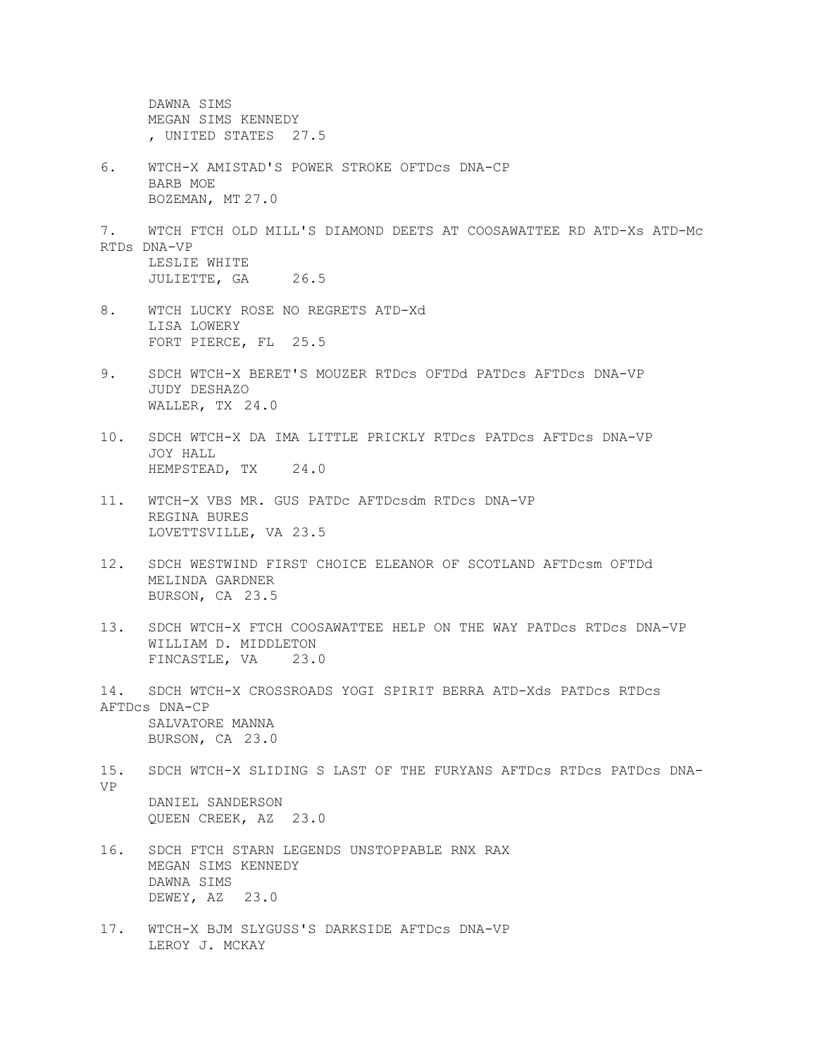DAWNA SIMS
MEGAN SIMS KENNEDY
, UNITED STATES 27.5

6. WTCH-X AMISTAD'S POWER STROKE OFTDcs DNA-CP
BARB MOE
BOZEMAN, MT 27.0

7. WTCH FTCH OLD MILL'S DIAMOND DEETS AT COOSAWATTEE RD ATD-Xs ATD-Mc RTDs DNA-VP
LESLIE WHITE
JULIETTE, GA 26.5

8. WTCH LUCKY ROSE NO REGRETS ATD-Xd
LISA LOWERY
FORT PIERCE, FL 25.5

9. SDCH WTCH-X BERET'S MOUZER RTDcs OFTDd PATDcs AFTDcs DNA-VP
JUDY DESHAZO
WALLER, TX 24.0

10. SDCH WTCH-X DA IMA LITTLE PRICKLY RTDcs PATDcs AFTDcs DNA-VP
JOY HALL
HEMPSTEAD, TX 24.0

11. WTCH-X VBS MR. GUS PATDc AFTDcsdm RTDcs DNA-VP
REGINA BURES
LOVETTSVILLE, VA 23.5

12. SDCH WESTWIND FIRST CHOICE ELEANOR OF SCOTLAND AFTDcsm OFTDd
MELINDA GARDNER
BURSON, CA 23.5

13. SDCH WTCH-X FTCH COOSAWATTEE HELP ON THE WAY PATDcs RTDcs DNA-VP
WILLIAM D. MIDDLETON
FINCASTLE, VA 23.0

14. SDCH WTCH-X CROSSROADS YOGI SPIRIT BERRA ATD-Xds PATDcs RTDcs AFTDcs DNA-CP
SALVATORE MANNA
BURSON, CA 23.0

15. SDCH WTCH-X SLIDING S LAST OF THE FURYANS AFTDcs RTDcs PATDcs DNA-VP
DANIEL SANDERSON
QUEEN CREEK, AZ 23.0

16. SDCH FTCH STARN LEGENDS UNSTOPPABLE RNX RAX
MEGAN SIMS KENNEDY
DAWNA SIMS
DEWEY, AZ 23.0

17. WTCH-X BJM SLYGUSS'S DARKSIDE AFTDcs DNA-VP
LEROY J. MCKAY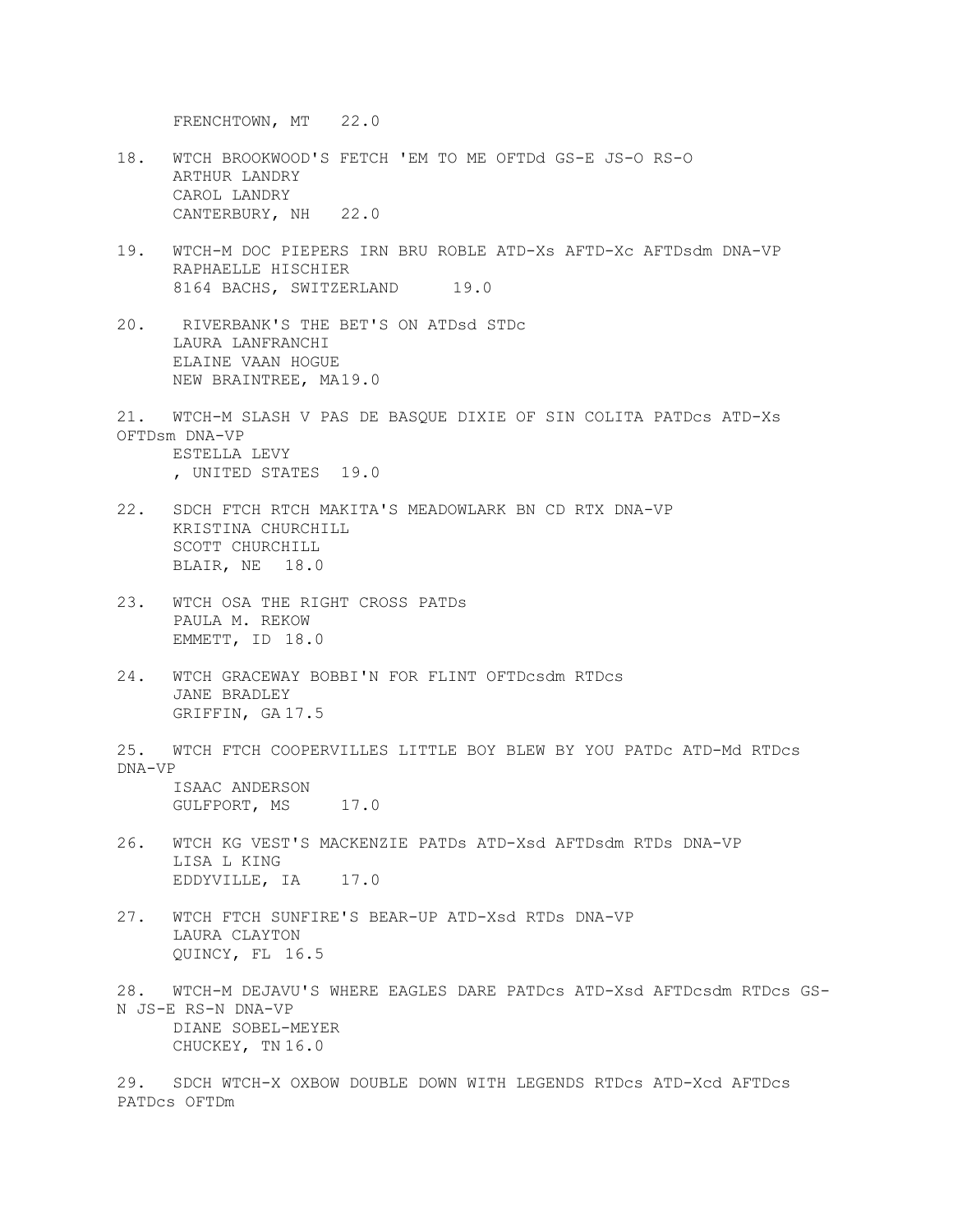FRENCHTOWN, MT 22.0

18. WTCH BROOKWOOD'S FETCH 'EM TO ME OFTDd GS-E JS-O RS-O
    ARTHUR LANDRY
    CAROL LANDRY
    CANTERBURY, NH 22.0

19. WTCH-M DOC PIEPERS IRN BRU ROBLE ATD-Xs AFTD-Xc AFTDsdm DNA-VP
    RAPHAELLE HISCHIER
    8164 BACHS, SWITZERLAND 19.0

20. RIVERBANK'S THE BET'S ON ATDsd STDc
    LAURA LANFRANCHI
    ELAINE VAAN HOGUE
    NEW BRAINTREE, MA19.0

21. WTCH-M SLASH V PAS DE BASQUE DIXIE OF SIN COLITA PATDcs ATD-Xs OFTDsm DNA-VP
    ESTELLA LEVY
    , UNITED STATES 19.0

22. SDCH FTCH RTCH MAKITA'S MEADOWLARK BN CD RTX DNA-VP
    KRISTINA CHURCHILL
    SCOTT CHURCHILL
    BLAIR, NE 18.0

23. WTCH OSA THE RIGHT CROSS PATDs
    PAULA M. REKOW
    EMMETT, ID 18.0

24. WTCH GRACEWAY BOBBI'N FOR FLINT OFTDcsdm RTDcs
    JANE BRADLEY
    GRIFFIN, GA 17.5

25. WTCH FTCH COOPERVILLES LITTLE BOY BLEW BY YOU PATDc ATD-Md RTDcs DNA-VP
    ISAAC ANDERSON
    GULFPORT, MS 17.0

26. WTCH KG VEST'S MACKENZIE PATDs ATD-Xsd AFTDsdm RTDs DNA-VP
    LISA L KING
    EDDYVILLE, IA 17.0

27. WTCH FTCH SUNFIRE'S BEAR-UP ATD-Xsd RTDs DNA-VP
    LAURA CLAYTON
    QUINCY, FL 16.5

28. WTCH-M DEJAVU'S WHERE EAGLES DARE PATDcs ATD-Xsd AFTDcsdm RTDcs GS-N JS-E RS-N DNA-VP
    DIANE SOBEL-MEYER
    CHUCKEY, TN 16.0

29. SDCH WTCH-X OXBOW DOUBLE DOWN WITH LEGENDS RTDcs ATD-Xcd AFTDcs PATDcs OFTDm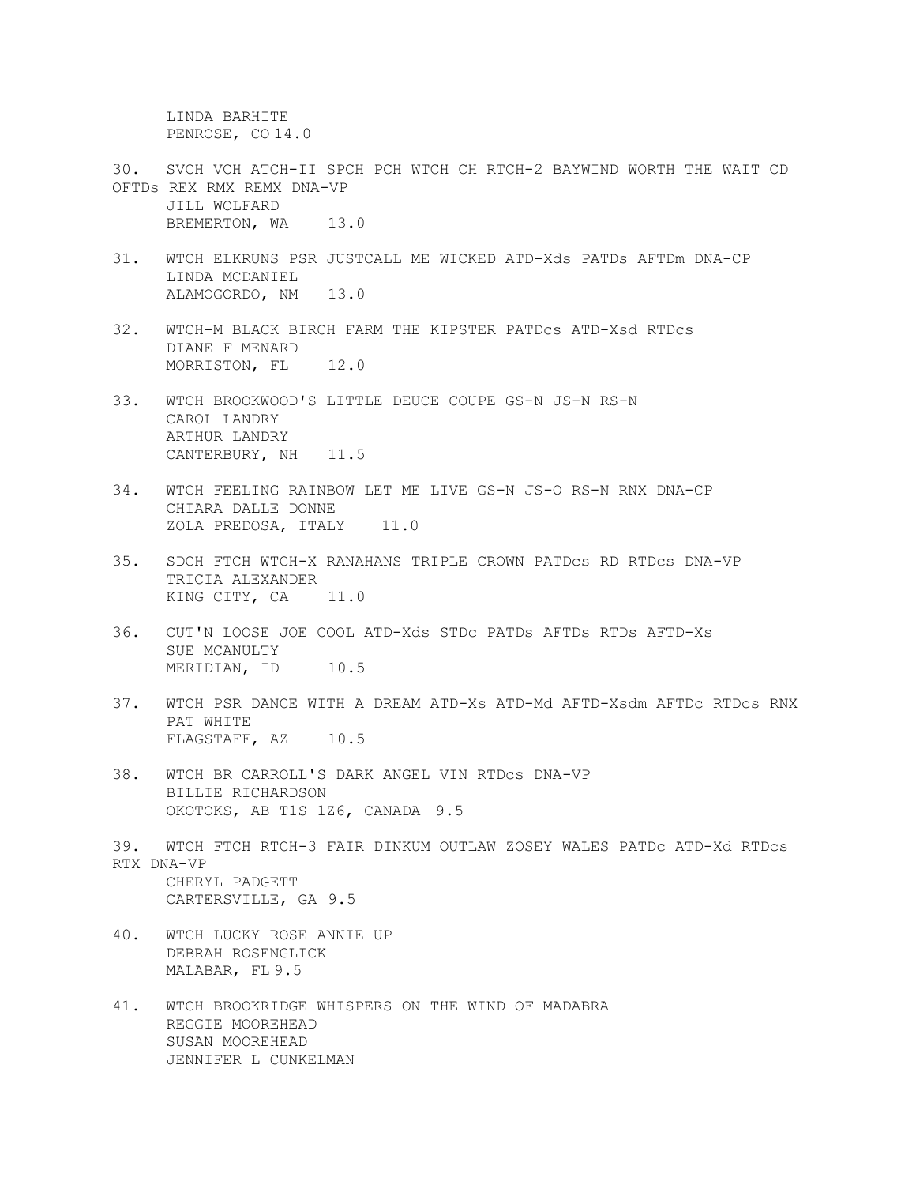LINDA BARHITE
PENROSE, CO 14.0

30. SVCH VCH ATCH-II SPCH PCH WTCH CH RTCH-2 BAYWIND WORTH THE WAIT CD OFTDs REX RMX REMX DNA-VP
JILL WOLFARD
BREMERTON, WA 13.0

31. WTCH ELKRUNS PSR JUSTCALL ME WICKED ATD-Xds PATDs AFTDm DNA-CP
LINDA MCDANIEL
ALAMOGORDO, NM 13.0

32. WTCH-M BLACK BIRCH FARM THE KIPSTER PATDcs ATD-Xsd RTDcs
DIANE F MENARD
MORRISTON, FL 12.0

33. WTCH BROOKWOOD'S LITTLE DEUCE COUPE GS-N JS-N RS-N
CAROL LANDRY
ARTHUR LANDRY
CANTERBURY, NH 11.5

34. WTCH FEELING RAINBOW LET ME LIVE GS-N JS-O RS-N RNX DNA-CP
CHIARA DALLE DONNE
ZOLA PREDOSA, ITALY 11.0

35. SDCH FTCH WTCH-X RANAHANS TRIPLE CROWN PATDcs RD RTDcs DNA-VP
TRICIA ALEXANDER
KING CITY, CA 11.0

36. CUT'N LOOSE JOE COOL ATD-Xds STDc PATDs AFTDs RTDs AFTD-Xs
SUE MCANULTY
MERIDIAN, ID 10.5

37. WTCH PSR DANCE WITH A DREAM ATD-Xs ATD-Md AFTD-Xsdm AFTDc RTDcs RNX
PAT WHITE
FLAGSTAFF, AZ 10.5

38. WTCH BR CARROLL'S DARK ANGEL VIN RTDcs DNA-VP
BILLIE RICHARDSON
OKOTOKS, AB T1S 1Z6, CANADA 9.5

39. WTCH FTCH RTCH-3 FAIR DINKUM OUTLAW ZOSEY WALES PATDc ATD-Xd RTDcs RTX DNA-VP
CHERYL PADGETT
CARTERSVILLE, GA 9.5

40. WTCH LUCKY ROSE ANNIE UP
DEBRAH ROSENGLICK
MALABAR, FL 9.5

41. WTCH BROOKRIDGE WHISPERS ON THE WIND OF MADABRA
REGGIE MOOREHEAD
SUSAN MOOREHEAD
JENNIFER L CUNKELMAN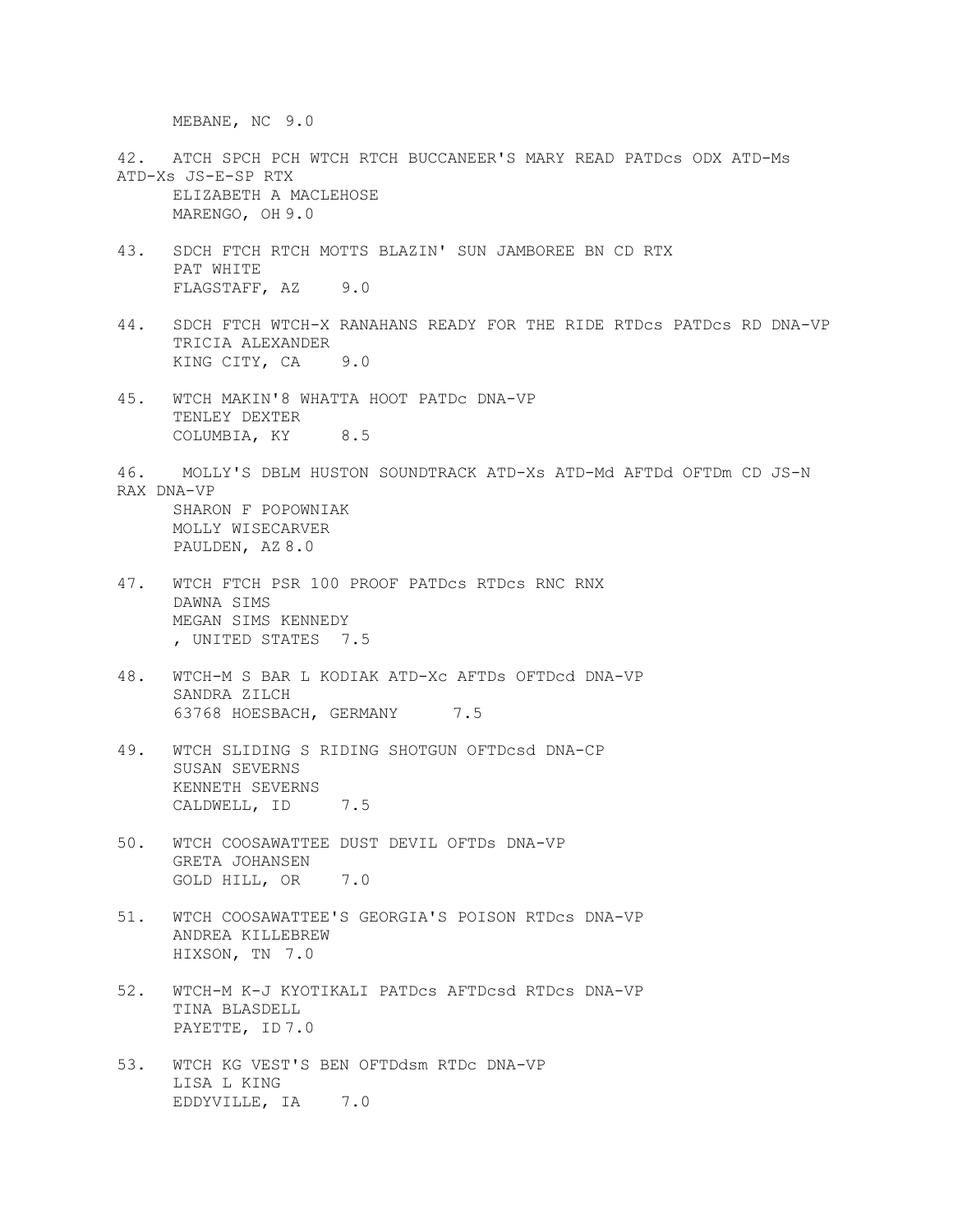MEBANE, NC 9.0

42. ATCH SPCH PCH WTCH RTCH BUCCANEER'S MARY READ PATDcs ODX ATD-Ms ATD-Xs JS-E-SP RTX
    ELIZABETH A MACLEHOSE
    MARENGO, OH 9.0

43. SDCH FTCH RTCH MOTTS BLAZIN' SUN JAMBOREE BN CD RTX
    PAT WHITE
    FLAGSTAFF, AZ 9.0

44. SDCH FTCH WTCH-X RANAHANS READY FOR THE RIDE RTDcs PATDcs RD DNA-VP
    TRICIA ALEXANDER
    KING CITY, CA 9.0

45. WTCH MAKIN'8 WHATTA HOOT PATDc DNA-VP
    TENLEY DEXTER
    COLUMBIA, KY 8.5

46. MOLLY'S DBLM HUSTON SOUNDTRACK ATD-Xs ATD-Md AFTDd OFTDm CD JS-N RAX DNA-VP
    SHARON F POPOWNIAK
    MOLLY WISECARVER
    PAULDEN, AZ 8.0

47. WTCH FTCH PSR 100 PROOF PATDcs RTDcs RNC RNX
    DAWNA SIMS
    MEGAN SIMS KENNEDY
    , UNITED STATES 7.5

48. WTCH-M S BAR L KODIAK ATD-Xc AFTDs OFTDcd DNA-VP
    SANDRA ZILCH
    63768 HOESBACH, GERMANY 7.5

49. WTCH SLIDING S RIDING SHOTGUN OFTDcsd DNA-CP
    SUSAN SEVERNS
    KENNETH SEVERNS
    CALDWELL, ID 7.5

50. WTCH COOSAWATTEE DUST DEVIL OFTDs DNA-VP
    GRETA JOHANSEN
    GOLD HILL, OR 7.0

51. WTCH COOSAWATTEE'S GEORGIA'S POISON RTDcs DNA-VP
    ANDREA KILLEBREW
    HIXSON, TN 7.0

52. WTCH-M K-J KYOTIKALI PATDcs AFTDcsd RTDcs DNA-VP
    TINA BLASDELL
    PAYETTE, ID 7.0

53. WTCH KG VEST'S BEN OFTDdsm RTDc DNA-VP
    LISA L KING
    EDDYVILLE, IA 7.0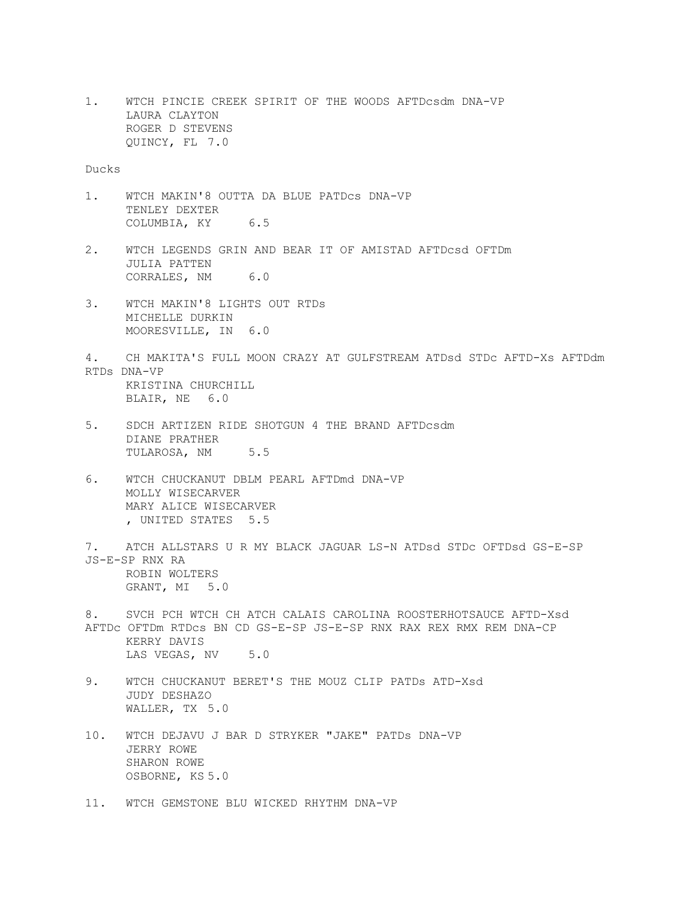1. WTCH PINCIE CREEK SPIRIT OF THE WOODS AFTDcsdm DNA-VP
   LAURA CLAYTON
   ROGER D STEVENS
   QUINCY, FL 7.0

Ducks

1. WTCH MAKIN'8 OUTTA DA BLUE PATDcs DNA-VP
   TENLEY DEXTER
   COLUMBIA, KY 6.5

2. WTCH LEGENDS GRIN AND BEAR IT OF AMISTAD AFTDcsd OFTDm
   JULIA PATTEN
   CORRALES, NM 6.0

3. WTCH MAKIN'8 LIGHTS OUT RTDs
   MICHELLE DURKIN
   MOORESVILLE, IN 6.0

4. CH MAKITA'S FULL MOON CRAZY AT GULFSTREAM ATDsd STDc AFTD-Xs AFTDdm RTDs DNA-VP
   KRISTINA CHURCHILL
   BLAIR, NE 6.0

5. SDCH ARTIZEN RIDE SHOTGUN 4 THE BRAND AFTDcsdm
   DIANE PRATHER
   TULAROSA, NM 5.5

6. WTCH CHUCKANUT DBLM PEARL AFTDmd DNA-VP
   MOLLY WISECARVER
   MARY ALICE WISECARVER
   , UNITED STATES 5.5

7. ATCH ALLSTARS U R MY BLACK JAGUAR LS-N ATDsd STDc OFTDsd GS-E-SP JS-E-SP RNX RA
   ROBIN WOLTERS
   GRANT, MI 5.0

8. SVCH PCH WTCH CH ATCH CALAIS CAROLINA ROOSTERHOTSAUCE AFTD-Xsd AFTDc OFTDm RTDcs BN CD GS-E-SP JS-E-SP RNX RAX REX RMX REM DNA-CP
   KERRY DAVIS
   LAS VEGAS, NV 5.0

9. WTCH CHUCKANUT BERET'S THE MOUZ CLIP PATDs ATD-Xsd
   JUDY DESHAZO
   WALLER, TX 5.0

10. WTCH DEJAVU J BAR D STRYKER "JAKE" PATDs DNA-VP
    JERRY ROWE
    SHARON ROWE
    OSBORNE, KS 5.0

11. WTCH GEMSTONE BLU WICKED RHYTHM DNA-VP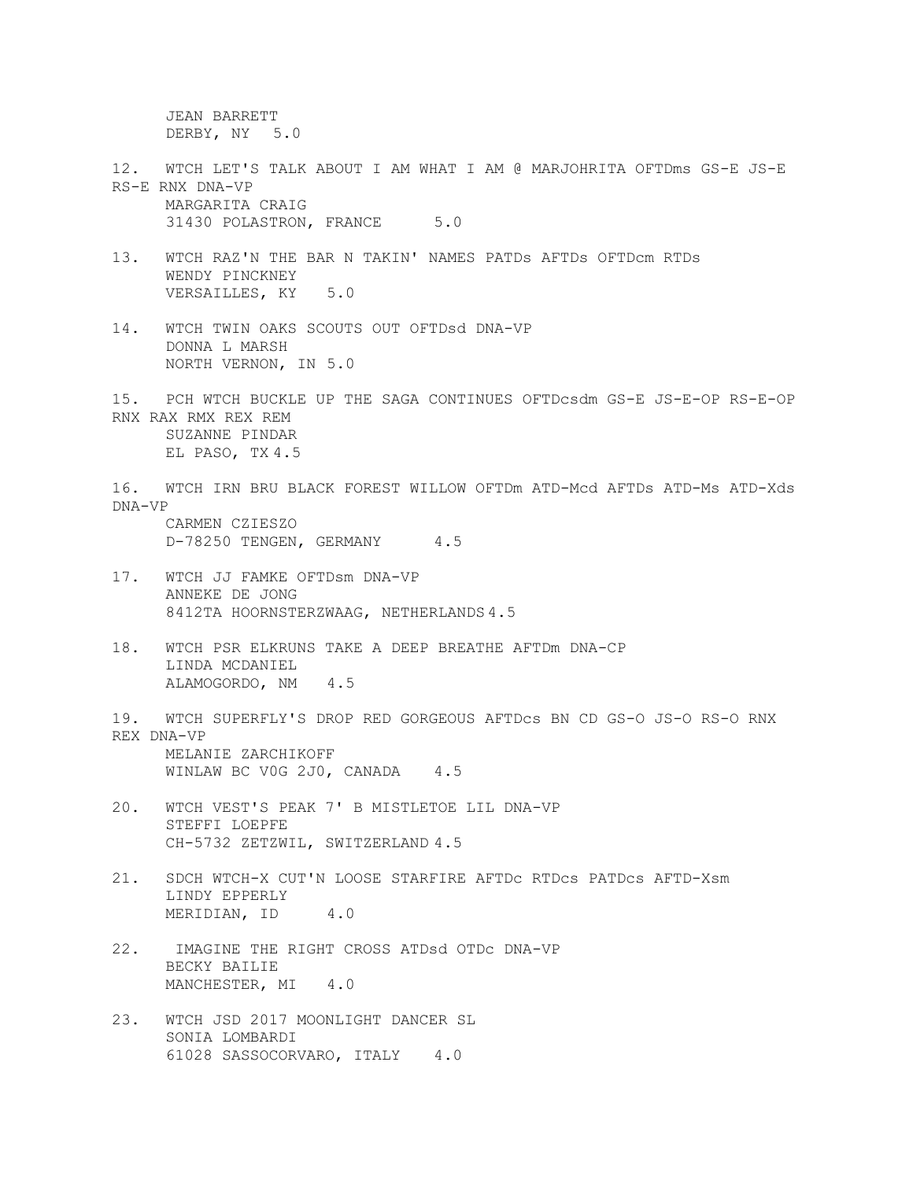JEAN BARRETT
DERBY, NY 5.0

12. WTCH LET'S TALK ABOUT I AM WHAT I AM @ MARJOHRITA OFTDms GS-E JS-E RS-E RNX DNA-VP
MARGARITA CRAIG
31430 POLASTRON, FRANCE 5.0

13. WTCH RAZ'N THE BAR N TAKIN' NAMES PATDs AFTDs OFTDcm RTDs
WENDY PINCKNEY
VERSAILLES, KY 5.0

14. WTCH TWIN OAKS SCOUTS OUT OFTDsd DNA-VP
DONNA L MARSH
NORTH VERNON, IN 5.0

15. PCH WTCH BUCKLE UP THE SAGA CONTINUES OFTDcsdm GS-E JS-E-OP RS-E-OP RNX RAX RMX REX REM
SUZANNE PINDAR
EL PASO, TX 4.5

16. WTCH IRN BRU BLACK FOREST WILLOW OFTDm ATD-Mcd AFTDs ATD-Ms ATD-Xds DNA-VP
CARMEN CZIESZO
D-78250 TENGEN, GERMANY 4.5

17. WTCH JJ FAMKE OFTDsm DNA-VP
ANNEKE DE JONG
8412TA HOORNSTERZWAAG, NETHERLANDS 4.5

18. WTCH PSR ELKRUNS TAKE A DEEP BREATHE AFTDm DNA-CP
LINDA MCDANIEL
ALAMOGORDO, NM 4.5

19. WTCH SUPERFLY'S DROP RED GORGEOUS AFTDcs BN CD GS-O JS-O RS-O RNX REX DNA-VP
MELANIE ZARCHIKOFF
WINLAW BC V0G 2J0, CANADA 4.5

20. WTCH VEST'S PEAK 7' B MISTLETOE LIL DNA-VP
STEFFI LOEPFE
CH-5732 ZETZWIL, SWITZERLAND 4.5

21. SDCH WTCH-X CUT'N LOOSE STARFIRE AFTDc RTDcs PATDcs AFTD-Xsm
LINDY EPPERLY
MERIDIAN, ID 4.0

22. IMAGINE THE RIGHT CROSS ATDsd OTDc DNA-VP
BECKY BAILIE
MANCHESTER, MI 4.0

23. WTCH JSD 2017 MOONLIGHT DANCER SL
SONIA LOMBARDI
61028 SASSOCORVARO, ITALY 4.0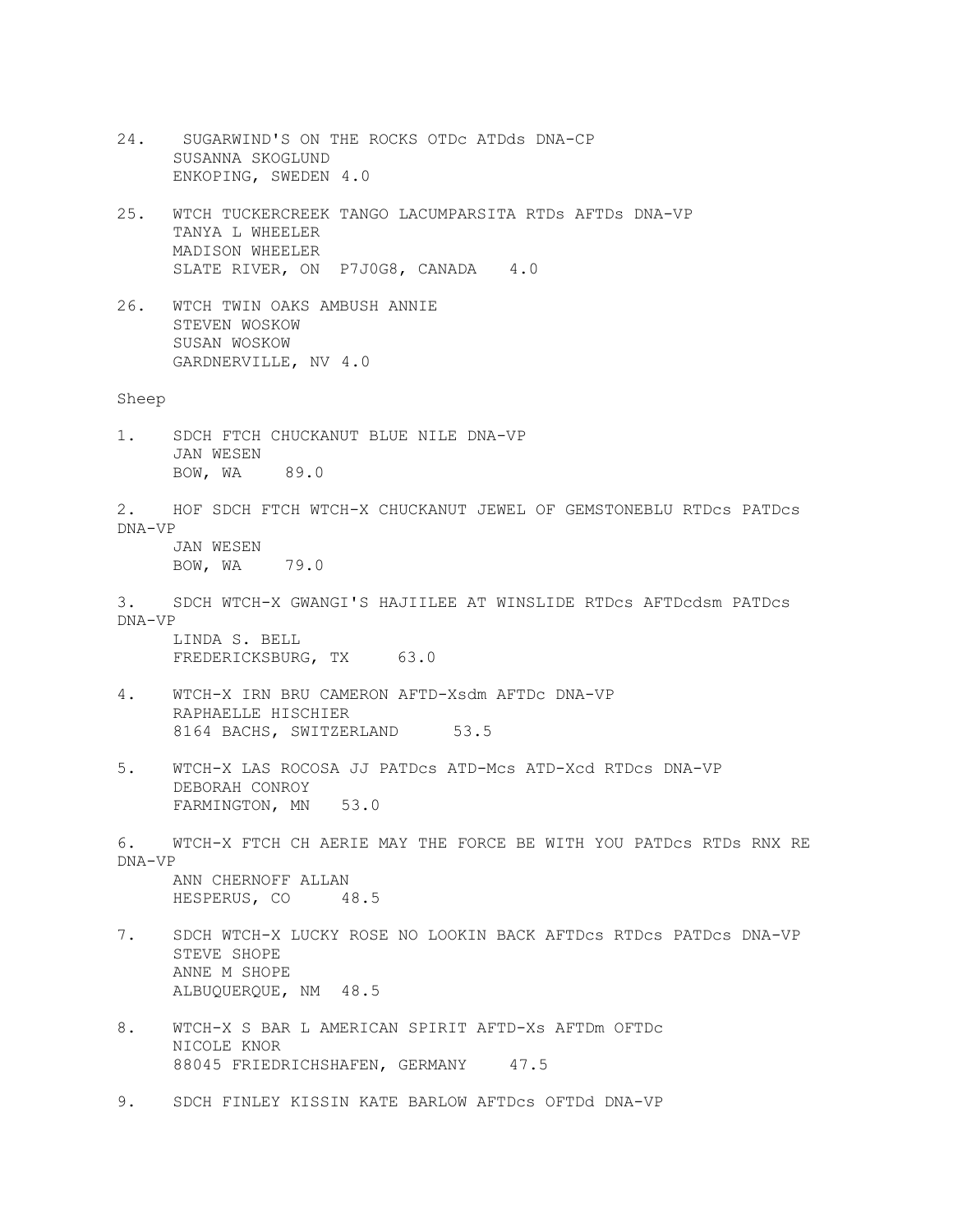24. SUGARWIND'S ON THE ROCKS OTDc ATDds DNA-CP
    SUSANNA SKOGLUND
    ENKOPING, SWEDEN 4.0

25. WTCH TUCKERCREEK TANGO LACUMPARSITA RTDs AFTDs DNA-VP
    TANYA L WHEELER
    MADISON WHEELER
    SLATE RIVER, ON P7J0G8, CANADA 4.0

26. WTCH TWIN OAKS AMBUSH ANNIE
    STEVEN WOSKOW
    SUSAN WOSKOW
    GARDNERVILLE, NV 4.0

Sheep

1. SDCH FTCH CHUCKANUT BLUE NILE DNA-VP
   JAN WESEN
   BOW, WA 89.0

2. HOF SDCH FTCH WTCH-X CHUCKANUT JEWEL OF GEMSTONEBLU RTDcs PATDcs DNA-VP
   JAN WESEN
   BOW, WA 79.0

3. SDCH WTCH-X GWANGI'S HAJIILEE AT WINSLIDE RTDcs AFTDcdsm PATDcs DNA-VP
   LINDA S. BELL
   FREDERICKSBURG, TX 63.0

4. WTCH-X IRN BRU CAMERON AFTD-Xsdm AFTDc DNA-VP
   RAPHAELLE HISCHIER
   8164 BACHS, SWITZERLAND 53.5

5. WTCH-X LAS ROCOSA JJ PATDcs ATD-Mcs ATD-Xcd RTDcs DNA-VP
   DEBORAH CONROY
   FARMINGTON, MN 53.0

6. WTCH-X FTCH CH AERIE MAY THE FORCE BE WITH YOU PATDcs RTDs RNX RE DNA-VP
   ANN CHERNOFF ALLAN
   HESPERUS, CO 48.5

7. SDCH WTCH-X LUCKY ROSE NO LOOKIN BACK AFTDcs RTDcs PATDcs DNA-VP
   STEVE SHOPE
   ANNE M SHOPE
   ALBUQUERQUE, NM 48.5

8. WTCH-X S BAR L AMERICAN SPIRIT AFTD-Xs AFTDm OFTDc
   NICOLE KNOR
   88045 FRIEDRICHSHAFEN, GERMANY 47.5

9. SDCH FINLEY KISSIN KATE BARLOW AFTDcs OFTDd DNA-VP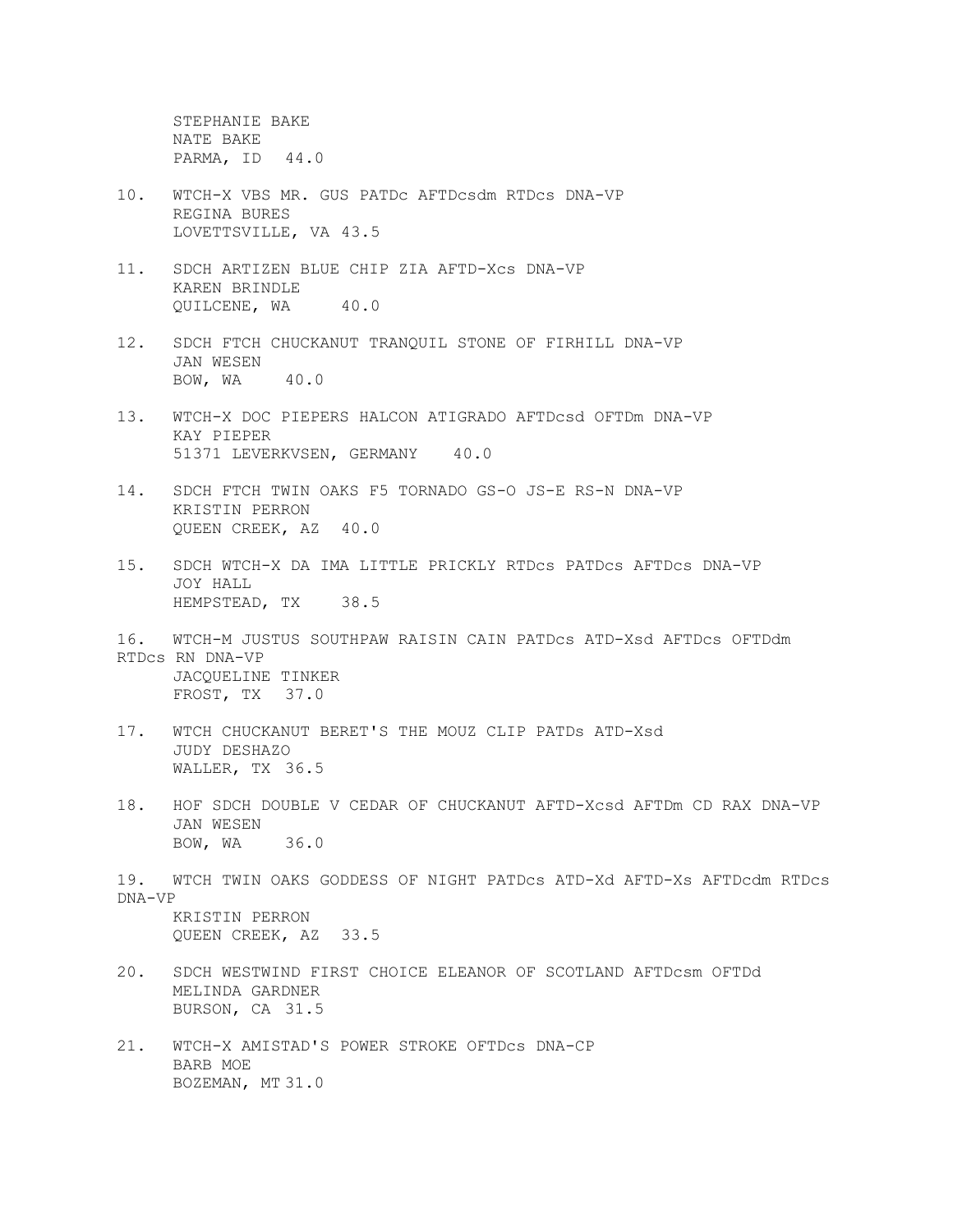STEPHANIE BAKE
NATE BAKE
PARMA, ID 44.0

10. WTCH-X VBS MR. GUS PATDc AFTDcsdm RTDcs DNA-VP
    REGINA BURES
    LOVETTSVILLE, VA 43.5

11. SDCH ARTIZEN BLUE CHIP ZIA AFTD-Xcs DNA-VP
    KAREN BRINDLE
    QUILCENE, WA 40.0

12. SDCH FTCH CHUCKANUT TRANQUIL STONE OF FIRHILL DNA-VP
    JAN WESEN
    BOW, WA 40.0

13. WTCH-X DOC PIEPERS HALCON ATIGRADO AFTDcsd OFTDm DNA-VP
    KAY PIEPER
    51371 LEVERKVSEN, GERMANY 40.0

14. SDCH FTCH TWIN OAKS F5 TORNADO GS-O JS-E RS-N DNA-VP
    KRISTIN PERRON
    QUEEN CREEK, AZ 40.0

15. SDCH WTCH-X DA IMA LITTLE PRICKLY RTDcs PATDcs AFTDcs DNA-VP
    JOY HALL
    HEMPSTEAD, TX 38.5

16. WTCH-M JUSTUS SOUTHPAW RAISIN CAIN PATDcs ATD-Xsd AFTDcs OFTDdm RTDcs RN DNA-VP
    JACQUELINE TINKER
    FROST, TX 37.0

17. WTCH CHUCKANUT BERET'S THE MOUZ CLIP PATDs ATD-Xsd
    JUDY DESHAZO
    WALLER, TX 36.5

18. HOF SDCH DOUBLE V CEDAR OF CHUCKANUT AFTD-Xcsd AFTDm CD RAX DNA-VP
    JAN WESEN
    BOW, WA 36.0

19. WTCH TWIN OAKS GODDESS OF NIGHT PATDcs ATD-Xd AFTD-Xs AFTDcdm RTDcs DNA-VP
    KRISTIN PERRON
    QUEEN CREEK, AZ 33.5

20. SDCH WESTWIND FIRST CHOICE ELEANOR OF SCOTLAND AFTDcsm OFTDd
    MELINDA GARDNER
    BURSON, CA 31.5

21. WTCH-X AMISTAD'S POWER STROKE OFTDcs DNA-CP
    BARB MOE
    BOZEMAN, MT 31.0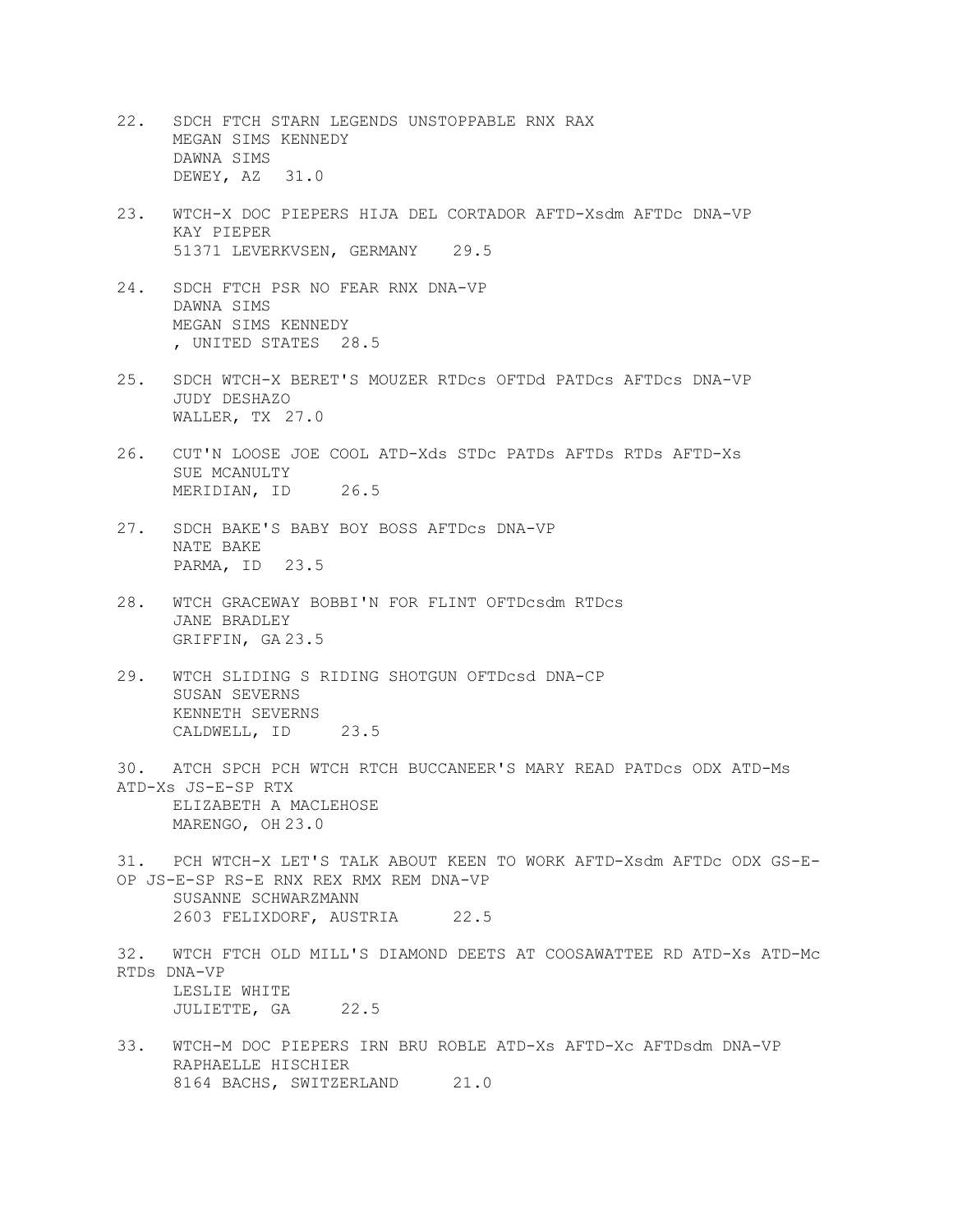22. SDCH FTCH STARN LEGENDS UNSTOPPABLE RNX RAX
    MEGAN SIMS KENNEDY
    DAWNA SIMS
    DEWEY, AZ 31.0

23. WTCH-X DOC PIEPERS HIJA DEL CORTADOR AFTD-Xsdm AFTDc DNA-VP
    KAY PIEPER
    51371 LEVERKVSEN, GERMANY 29.5

24. SDCH FTCH PSR NO FEAR RNX DNA-VP
    DAWNA SIMS
    MEGAN SIMS KENNEDY
    , UNITED STATES 28.5

25. SDCH WTCH-X BERET'S MOUZER RTDcs OFTDd PATDcs AFTDcs DNA-VP
    JUDY DESHAZO
    WALLER, TX 27.0

26. CUT'N LOOSE JOE COOL ATD-Xds STDc PATDs AFTDs RTDs AFTD-Xs
    SUE MCANULTY
    MERIDIAN, ID 26.5

27. SDCH BAKE'S BABY BOY BOSS AFTDcs DNA-VP
    NATE BAKE
    PARMA, ID 23.5

28. WTCH GRACEWAY BOBBI'N FOR FLINT OFTDcsdm RTDcs
    JANE BRADLEY
    GRIFFIN, GA 23.5

29. WTCH SLIDING S RIDING SHOTGUN OFTDcsd DNA-CP
    SUSAN SEVERNS
    KENNETH SEVERNS
    CALDWELL, ID 23.5

30. ATCH SPCH PCH WTCH RTCH BUCCANEER'S MARY READ PATDcs ODX ATD-Ms ATD-Xs JS-E-SP RTX
    ELIZABETH A MACLEHOSE
    MARENGO, OH 23.0

31. PCH WTCH-X LET'S TALK ABOUT KEEN TO WORK AFTD-Xsdm AFTDc ODX GS-E-OP JS-E-SP RS-E RNX REX RMX REM DNA-VP
    SUSANNE SCHWARZMANN
    2603 FELIXDORF, AUSTRIA 22.5

32. WTCH FTCH OLD MILL'S DIAMOND DEETS AT COOSAWATTEE RD ATD-Xs ATD-Mc RTDs DNA-VP
    LESLIE WHITE
    JULIETTE, GA 22.5

33. WTCH-M DOC PIEPERS IRN BRU ROBLE ATD-Xs AFTD-Xc AFTDsdm DNA-VP
    RAPHAELLE HISCHIER
    8164 BACHS, SWITZERLAND 21.0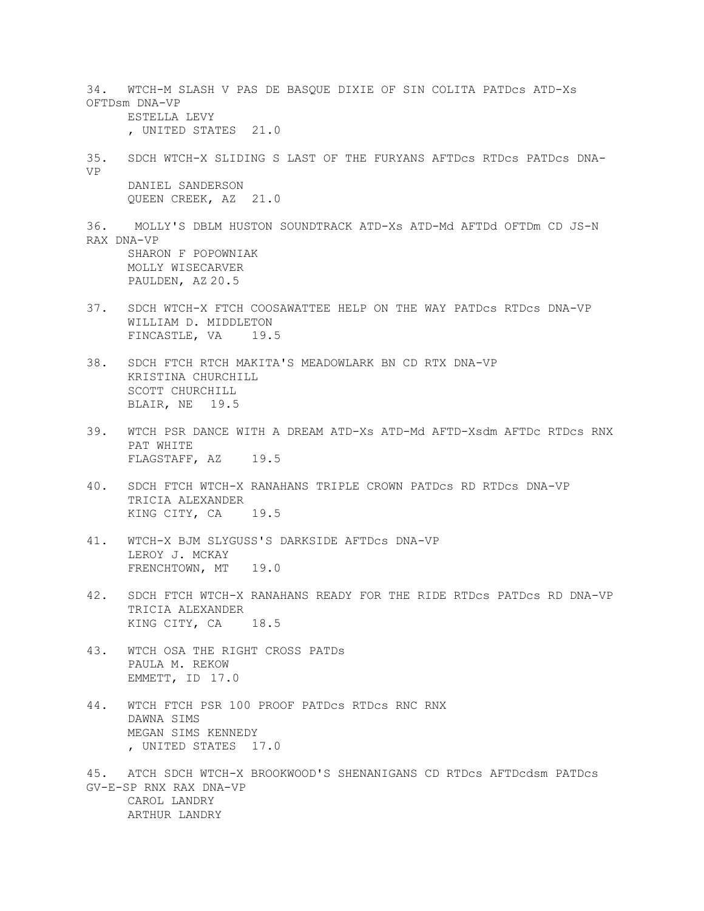34. WTCH-M SLASH V PAS DE BASQUE DIXIE OF SIN COLITA PATDcs ATD-Xs OFTDsm DNA-VP
    ESTELLA LEVY
    , UNITED STATES 21.0

35. SDCH WTCH-X SLIDING S LAST OF THE FURYANS AFTDcs RTDcs PATDcs DNA-VP
    DANIEL SANDERSON
    QUEEN CREEK, AZ 21.0

36. MOLLY'S DBLM HUSTON SOUNDTRACK ATD-Xs ATD-Md AFTDd OFTDm CD JS-N RAX DNA-VP
    SHARON F POPOWNIAK
    MOLLY WISECARVER
    PAULDEN, AZ 20.5

37. SDCH WTCH-X FTCH COOSAWATTEE HELP ON THE WAY PATDcs RTDcs DNA-VP
    WILLIAM D. MIDDLETON
    FINCASTLE, VA 19.5

38. SDCH FTCH RTCH MAKITA'S MEADOWLARK BN CD RTX DNA-VP
    KRISTINA CHURCHILL
    SCOTT CHURCHILL
    BLAIR, NE 19.5

39. WTCH PSR DANCE WITH A DREAM ATD-Xs ATD-Md AFTD-Xsdm AFTDc RTDcs RNX
    PAT WHITE
    FLAGSTAFF, AZ 19.5

40. SDCH FTCH WTCH-X RANAHANS TRIPLE CROWN PATDcs RD RTDcs DNA-VP
    TRICIA ALEXANDER
    KING CITY, CA 19.5

41. WTCH-X BJM SLYGUSS'S DARKSIDE AFTDcs DNA-VP
    LEROY J. MCKAY
    FRENCHTOWN, MT 19.0

42. SDCH FTCH WTCH-X RANAHANS READY FOR THE RIDE RTDcs PATDcs RD DNA-VP
    TRICIA ALEXANDER
    KING CITY, CA 18.5

43. WTCH OSA THE RIGHT CROSS PATDs
    PAULA M. REKOW
    EMMETT, ID 17.0

44. WTCH FTCH PSR 100 PROOF PATDcs RTDcs RNC RNX
    DAWNA SIMS
    MEGAN SIMS KENNEDY
    , UNITED STATES 17.0

45. ATCH SDCH WTCH-X BROOKWOOD'S SHENANIGANS CD RTDcs AFTDcdsm PATDcs GV-E-SP RNX RAX DNA-VP
    CAROL LANDRY
    ARTHUR LANDRY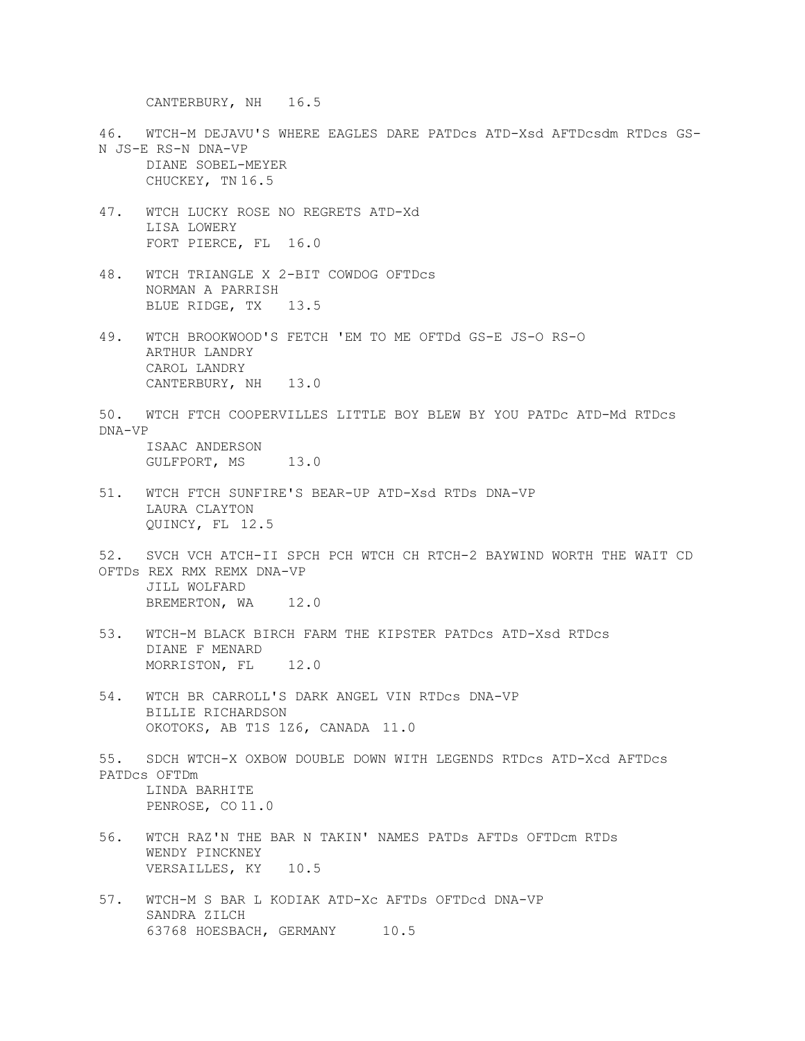CANTERBURY, NH 16.5

46. WTCH-M DEJAVU'S WHERE EAGLES DARE PATDcs ATD-Xsd AFTDcsdm RTDcs GS-N JS-E RS-N DNA-VP
DIANE SOBEL-MEYER
CHUCKEY, TN 16.5

47. WTCH LUCKY ROSE NO REGRETS ATD-Xd
LISA LOWERY
FORT PIERCE, FL 16.0

48. WTCH TRIANGLE X 2-BIT COWDOG OFTDcs
NORMAN A PARRISH
BLUE RIDGE, TX 13.5

49. WTCH BROOKWOOD'S FETCH 'EM TO ME OFTDd GS-E JS-O RS-O
ARTHUR LANDRY
CAROL LANDRY
CANTERBURY, NH 13.0

50. WTCH FTCH COOPERVILLES LITTLE BOY BLEW BY YOU PATDc ATD-Md RTDcs DNA-VP
ISAAC ANDERSON
GULFPORT, MS 13.0

51. WTCH FTCH SUNFIRE'S BEAR-UP ATD-Xsd RTDs DNA-VP
LAURA CLAYTON
QUINCY, FL 12.5

52. SVCH VCH ATCH-II SPCH PCH WTCH CH RTCH-2 BAYWIND WORTH THE WAIT CD OFTDs REX RMX REMX DNA-VP
JILL WOLFARD
BREMERTON, WA 12.0

53. WTCH-M BLACK BIRCH FARM THE KIPSTER PATDcs ATD-Xsd RTDcs
DIANE F MENARD
MORRISTON, FL 12.0

54. WTCH BR CARROLL'S DARK ANGEL VIN RTDcs DNA-VP
BILLIE RICHARDSON
OKOTOKS, AB T1S 1Z6, CANADA 11.0

55. SDCH WTCH-X OXBOW DOUBLE DOWN WITH LEGENDS RTDcs ATD-Xcd AFTDcs PATDcs OFTDm
LINDA BARHITE
PENROSE, CO 11.0

56. WTCH RAZ'N THE BAR N TAKIN' NAMES PATDs AFTDs OFTDcm RTDs
WENDY PINCKNEY
VERSAILLES, KY 10.5

57. WTCH-M S BAR L KODIAK ATD-Xc AFTDs OFTDcd DNA-VP
SANDRA ZILCH
63768 HOESBACH, GERMANY 10.5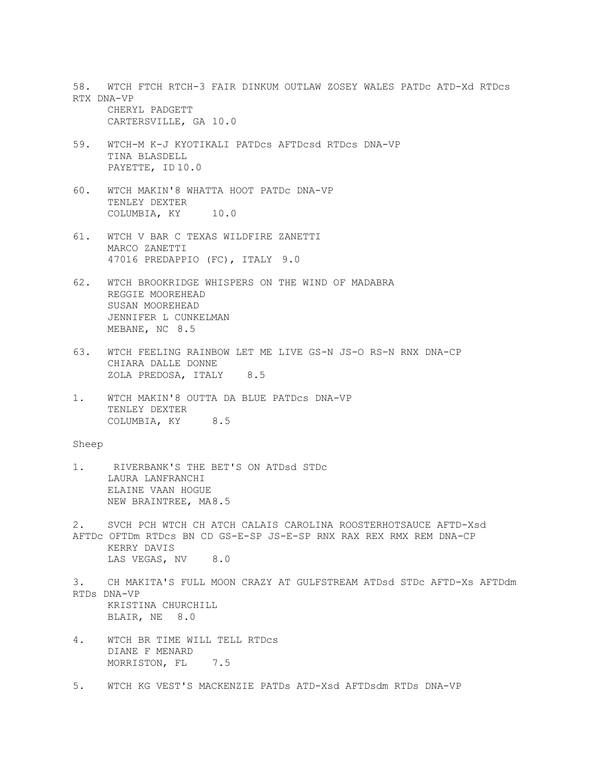58. WTCH FTCH RTCH-3 FAIR DINKUM OUTLAW ZOSEY WALES PATDc ATD-Xd RTDcs RTX DNA-VP
    CHERYL PADGETT
    CARTERSVILLE, GA 10.0

59. WTCH-M K-J KYOTIKALI PATDcs AFTDcsd RTDcs DNA-VP
    TINA BLASDELL
    PAYETTE, ID 10.0

60. WTCH MAKIN'8 WHATTA HOOT PATDc DNA-VP
    TENLEY DEXTER
    COLUMBIA, KY 10.0

61. WTCH V BAR C TEXAS WILDFIRE ZANETTI
    MARCO ZANETTI
    47016 PREDAPPIO (FC), ITALY 9.0

62. WTCH BROOKRIDGE WHISPERS ON THE WIND OF MADABRA
    REGGIE MOOREHEAD
    SUSAN MOOREHEAD
    JENNIFER L CUNKELMAN
    MEBANE, NC 8.5

63. WTCH FEELING RAINBOW LET ME LIVE GS-N JS-O RS-N RNX DNA-CP
    CHIARA DALLE DONNE
    ZOLA PREDOSA, ITALY 8.5

1. WTCH MAKIN'8 OUTTA DA BLUE PATDcs DNA-VP
    TENLEY DEXTER
    COLUMBIA, KY 8.5

Sheep

1. RIVERBANK'S THE BET'S ON ATDsd STDc
    LAURA LANFRANCHI
    ELAINE VAAN HOGUE
    NEW BRAINTREE, MA 8.5

2. SVCH PCH WTCH CH ATCH CALAIS CAROLINA ROOSTERHOTSAUCE AFTD-Xsd AFTDc OFTDm RTDcs BN CD GS-E-SP JS-E-SP RNX RAX REX RMX REM DNA-CP
    KERRY DAVIS
    LAS VEGAS, NV 8.0

3. CH MAKITA'S FULL MOON CRAZY AT GULFSTREAM ATDsd STDc AFTD-Xs AFTDdm RTDs DNA-VP
    KRISTINA CHURCHILL
    BLAIR, NE 8.0

4. WTCH BR TIME WILL TELL RTDcs
    DIANE F MENARD
    MORRISTON, FL 7.5

5. WTCH KG VEST'S MACKENZIE PATDs ATD-Xsd AFTDsdm RTDs DNA-VP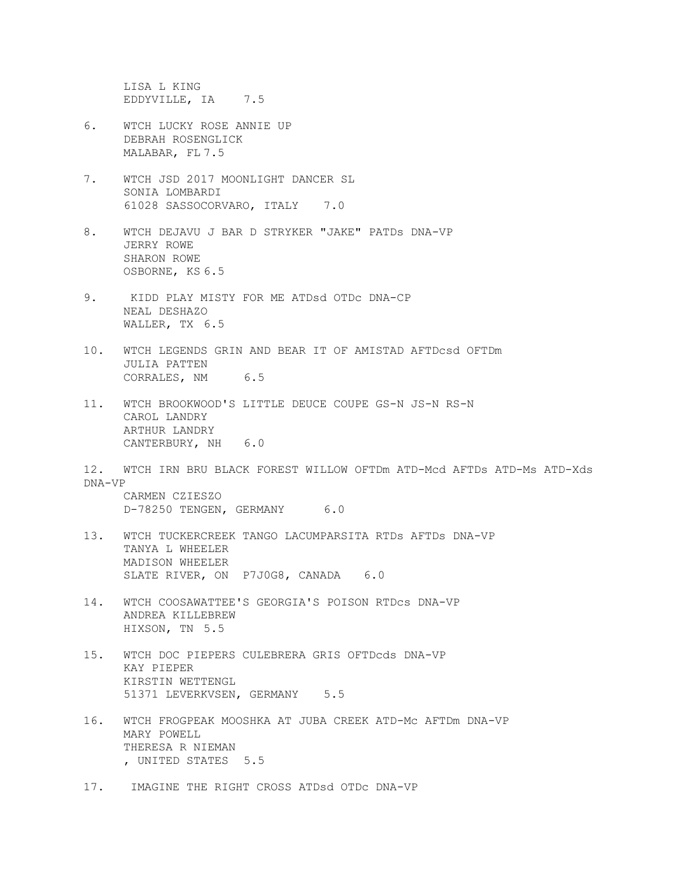LISA L KING
EDDYVILLE, IA 7.5

6. WTCH LUCKY ROSE ANNIE UP
   DEBRAH ROSENGLICK
   MALABAR, FL 7.5

7. WTCH JSD 2017 MOONLIGHT DANCER SL
   SONIA LOMBARDI
   61028 SASSOCORVARO, ITALY 7.0

8. WTCH DEJAVU J BAR D STRYKER "JAKE" PATDs DNA-VP
   JERRY ROWE
   SHARON ROWE
   OSBORNE, KS 6.5

9. KIDD PLAY MISTY FOR ME ATDsd OTDc DNA-CP
   NEAL DESHAZO
   WALLER, TX 6.5

10. WTCH LEGENDS GRIN AND BEAR IT OF AMISTAD AFTDcsd OFTDm
    JULIA PATTEN
    CORRALES, NM 6.5

11. WTCH BROOKWOOD'S LITTLE DEUCE COUPE GS-N JS-N RS-N
    CAROL LANDRY
    ARTHUR LANDRY
    CANTERBURY, NH 6.0

12. WTCH IRN BRU BLACK FOREST WILLOW OFTDm ATD-Mcd AFTDs ATD-Ms ATD-Xds DNA-VP
    CARMEN CZIESZO
    D-78250 TENGEN, GERMANY 6.0

13. WTCH TUCKERCREEK TANGO LACUMPARSITA RTDs AFTDs DNA-VP
    TANYA L WHEELER
    MADISON WHEELER
    SLATE RIVER, ON P7J0G8, CANADA 6.0

14. WTCH COOSAWATTEE'S GEORGIA'S POISON RTDcs DNA-VP
    ANDREA KILLEBREW
    HIXSON, TN 5.5

15. WTCH DOC PIEPERS CULEBRERA GRIS OFTDcds DNA-VP
    KAY PIEPER
    KIRSTIN WETTENGL
    51371 LEVERKVSEN, GERMANY 5.5

16. WTCH FROGPEAK MOOSHKA AT JUBA CREEK ATD-Mc AFTDm DNA-VP
    MARY POWELL
    THERESA R NIEMAN
    , UNITED STATES 5.5

17. IMAGINE THE RIGHT CROSS ATDsd OTDc DNA-VP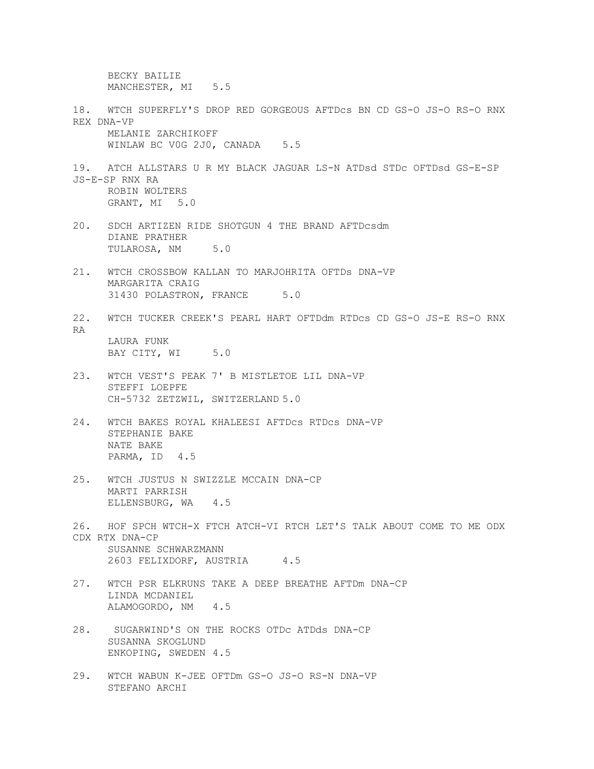BECKY BAILIE
MANCHESTER, MI 5.5

18. WTCH SUPERFLY'S DROP RED GORGEOUS AFTDcs BN CD GS-O JS-O RS-O RNX REX DNA-VP
MELANIE ZARCHIKOFF
WINLAW BC V0G 2J0, CANADA 5.5

19. ATCH ALLSTARS U R MY BLACK JAGUAR LS-N ATDsd STDc OFTDsd GS-E-SP JS-E-SP RNX RA
ROBIN WOLTERS
GRANT, MI 5.0

20. SDCH ARTIZEN RIDE SHOTGUN 4 THE BRAND AFTDcsdm
DIANE PRATHER
TULAROSA, NM 5.0

21. WTCH CROSSBOW KALLAN TO MARJOHRITA OFTDs DNA-VP
MARGARITA CRAIG
31430 POLASTRON, FRANCE 5.0

22. WTCH TUCKER CREEK'S PEARL HART OFTDdm RTDcs CD GS-O JS-E RS-O RNX RA
LAURA FUNK
BAY CITY, WI 5.0

23. WTCH VEST'S PEAK 7' B MISTLETOE LIL DNA-VP
STEFFI LOEPFE
CH-5732 ZETZWIL, SWITZERLAND 5.0

24. WTCH BAKES ROYAL KHALEESI AFTDcs RTDcs DNA-VP
STEPHANIE BAKE
NATE BAKE
PARMA, ID 4.5

25. WTCH JUSTUS N SWIZZLE MCCAIN DNA-CP
MARTI PARRISH
ELLENSBURG, WA 4.5

26. HOF SPCH WTCH-X FTCH ATCH-VI RTCH LET'S TALK ABOUT COME TO ME ODX CDX RTX DNA-CP
SUSANNE SCHWARZMANN
2603 FELIXDORF, AUSTRIA 4.5

27. WTCH PSR ELKRUNS TAKE A DEEP BREATHE AFTDm DNA-CP
LINDA MCDANIEL
ALAMOGORDO, NM 4.5

28. SUGARWIND'S ON THE ROCKS OTDc ATDds DNA-CP
SUSANNA SKOGLUND
ENKOPING, SWEDEN 4.5

29. WTCH WABUN K-JEE OFTDm GS-O JS-O RS-N DNA-VP
STEFANO ARCHI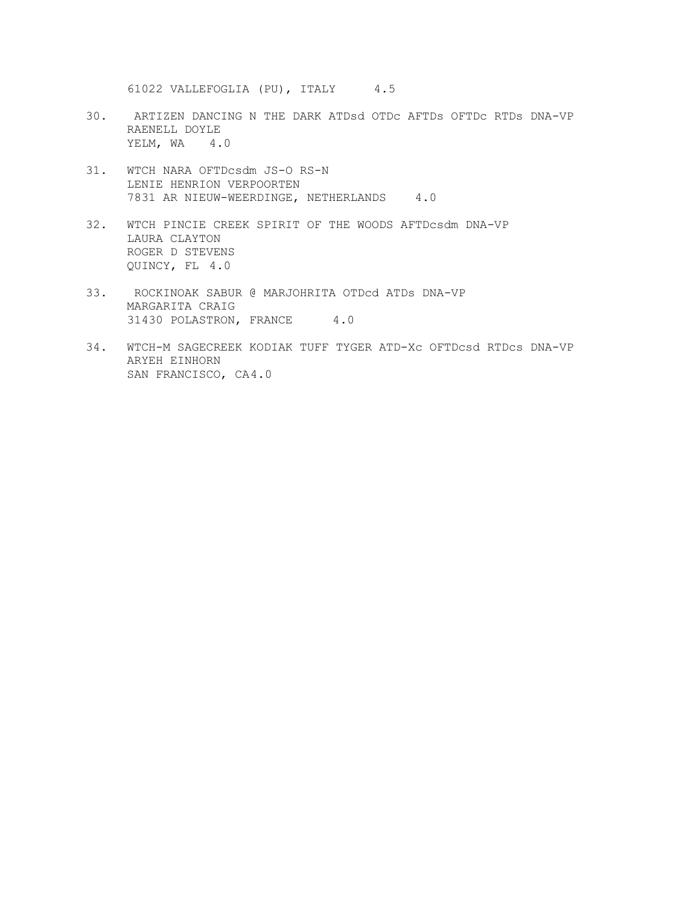61022 VALLEFOGLIA (PU), ITALY 4.5

30. ARTIZEN DANCING N THE DARK ATDsd OTDc AFTDs OFTDc RTDs DNA-VP
    RAENELL DOYLE
    YELM, WA 4.0

31. WTCH NARA OFTDcsdm JS-O RS-N
    LENIE HENRION VERPOORTEN
    7831 AR NIEUW-WEERDINGE, NETHERLANDS 4.0

32. WTCH PINCIE CREEK SPIRIT OF THE WOODS AFTDcsdm DNA-VP
    LAURA CLAYTON
    ROGER D STEVENS
    QUINCY, FL 4.0

33. ROCKINOAK SABUR @ MARJOHRITA OTDcd ATDs DNA-VP
    MARGARITA CRAIG
    31430 POLASTRON, FRANCE 4.0

34. WTCH-M SAGECREEK KODIAK TUFF TYGER ATD-Xc OFTDcsd RTDcs DNA-VP
    ARYEH EINHORN
    SAN FRANCISCO, CA4.0